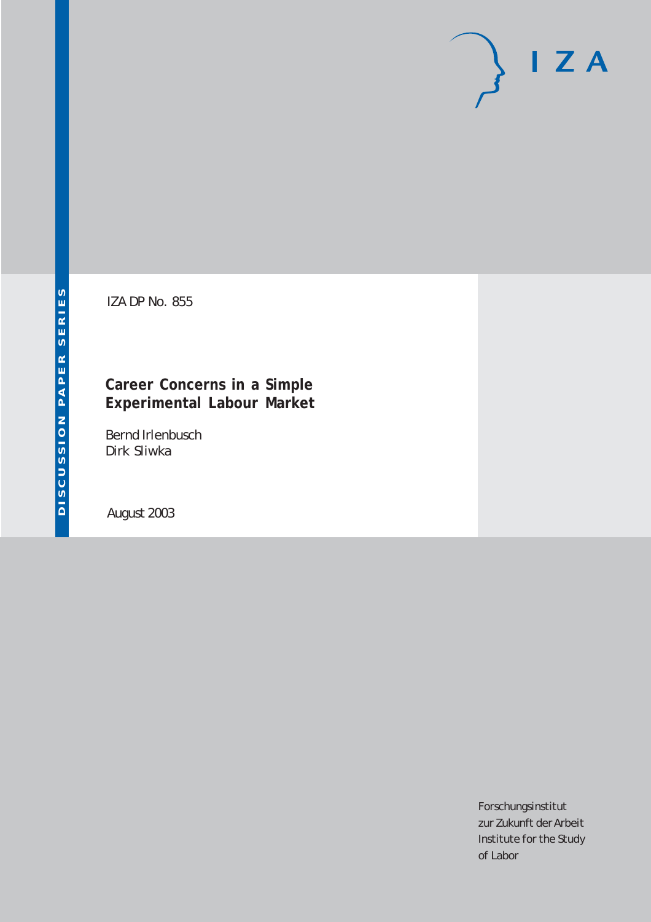IZA DP No. 855

# Career Concerns in a Simple Experimental Labour Market

Bernd Irlenbusch
Dirk Sliwka

August 2003

DISCUSSION PAPER SERIES

IZA

Forschungsinstitut
zur Zukunft der Arbeit
Institute for the Study
of Labor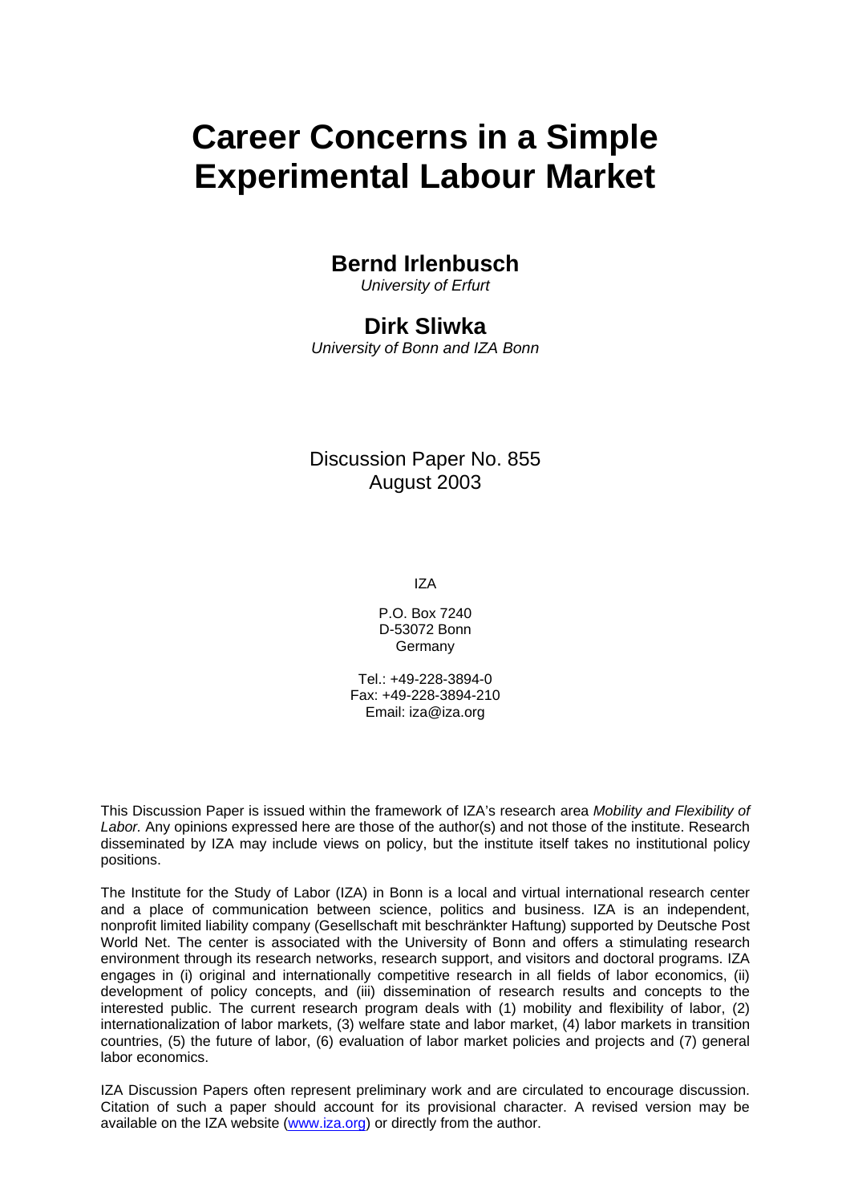# Career Concerns in a Simple Experimental Labour Market

## Bernd Irlenbusch

*University of Erfurt*

## Dirk Sliwka

*University of Bonn and IZA Bonn*

Discussion Paper No. 855
August 2003

IZA

P.O. Box 7240
D-53072 Bonn
Germany

Tel.: +49-228-3894-0
Fax: +49-228-3894-210
Email: iza@iza.org

This Discussion Paper is issued within the framework of IZA's research area *Mobility and Flexibility of Labor.* Any opinions expressed here are those of the author(s) and not those of the institute. Research disseminated by IZA may include views on policy, but the institute itself takes no institutional policy positions.

The Institute for the Study of Labor (IZA) in Bonn is a local and virtual international research center and a place of communication between science, politics and business. IZA is an independent, nonprofit limited liability company (Gesellschaft mit beschränkter Haftung) supported by Deutsche Post World Net. The center is associated with the University of Bonn and offers a stimulating research environment through its research networks, research support, and visitors and doctoral programs. IZA engages in (i) original and internationally competitive research in all fields of labor economics, (ii) development of policy concepts, and (iii) dissemination of research results and concepts to the interested public. The current research program deals with (1) mobility and flexibility of labor, (2) internationalization of labor markets, (3) welfare state and labor market, (4) labor markets in transition countries, (5) the future of labor, (6) evaluation of labor market policies and projects and (7) general labor economics.

IZA Discussion Papers often represent preliminary work and are circulated to encourage discussion. Citation of such a paper should account for its provisional character. A revised version may be available on the IZA website (www.iza.org) or directly from the author.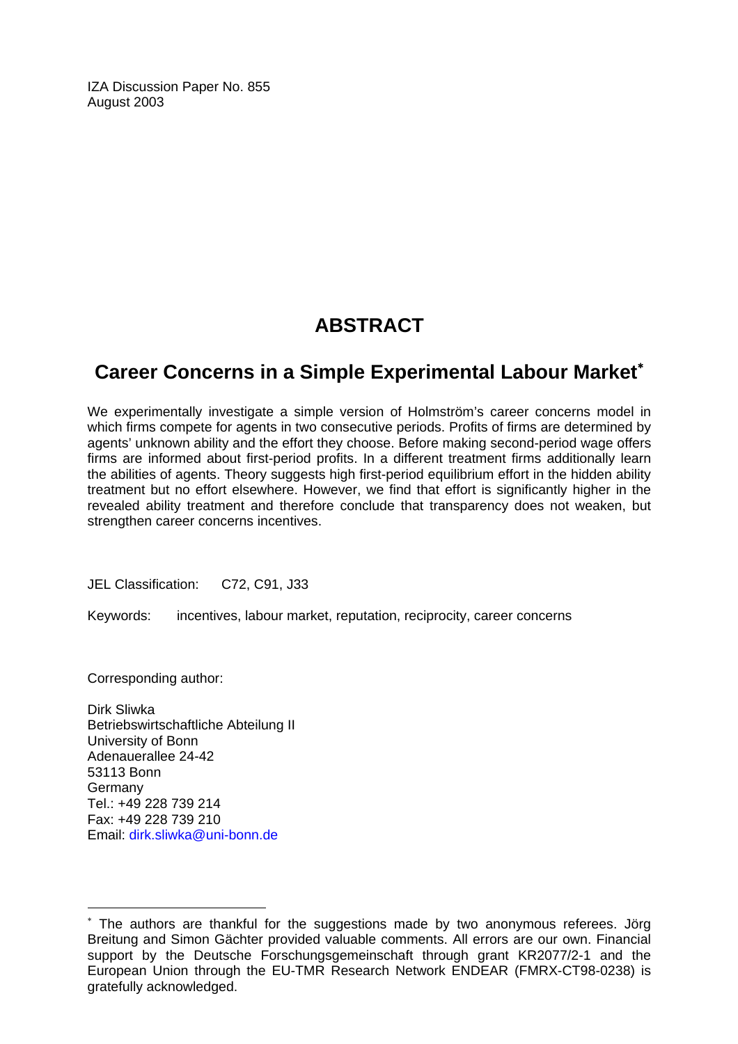IZA Discussion Paper No. 855
August 2003

# ABSTRACT

## Career Concerns in a Simple Experimental Labour Market[*]

We experimentally investigate a simple version of Holmström's career concerns model in which firms compete for agents in two consecutive periods. Profits of firms are determined by agents' unknown ability and the effort they choose. Before making second-period wage offers firms are informed about first-period profits. In a different treatment firms additionally learn the abilities of agents. Theory suggests high first-period equilibrium effort in the hidden ability treatment but no effort elsewhere. However, we find that effort is significantly higher in the revealed ability treatment and therefore conclude that transparency does not weaken, but strengthen career concerns incentives.

JEL Classification: C72, C91, J33

Keywords: incentives, labour market, reputation, reciprocity, career concerns

Corresponding author:

Dirk Sliwka
Betriebswirtschaftliche Abteilung II
University of Bonn
Adenauerallee 24-42
53113 Bonn
Germany
Tel.: +49 228 739 214
Fax: +49 228 739 210
Email: dirk.sliwka@uni-bonn.de

---

[*] The authors are thankful for the suggestions made by two anonymous referees. Jörg Breitung and Simon Gächter provided valuable comments. All errors are our own. Financial support by the Deutsche Forschungsgemeinschaft through grant KR2077/2-1 and the European Union through the EU-TMR Research Network ENDEAR (FMRX-CT98-0238) is gratefully acknowledged.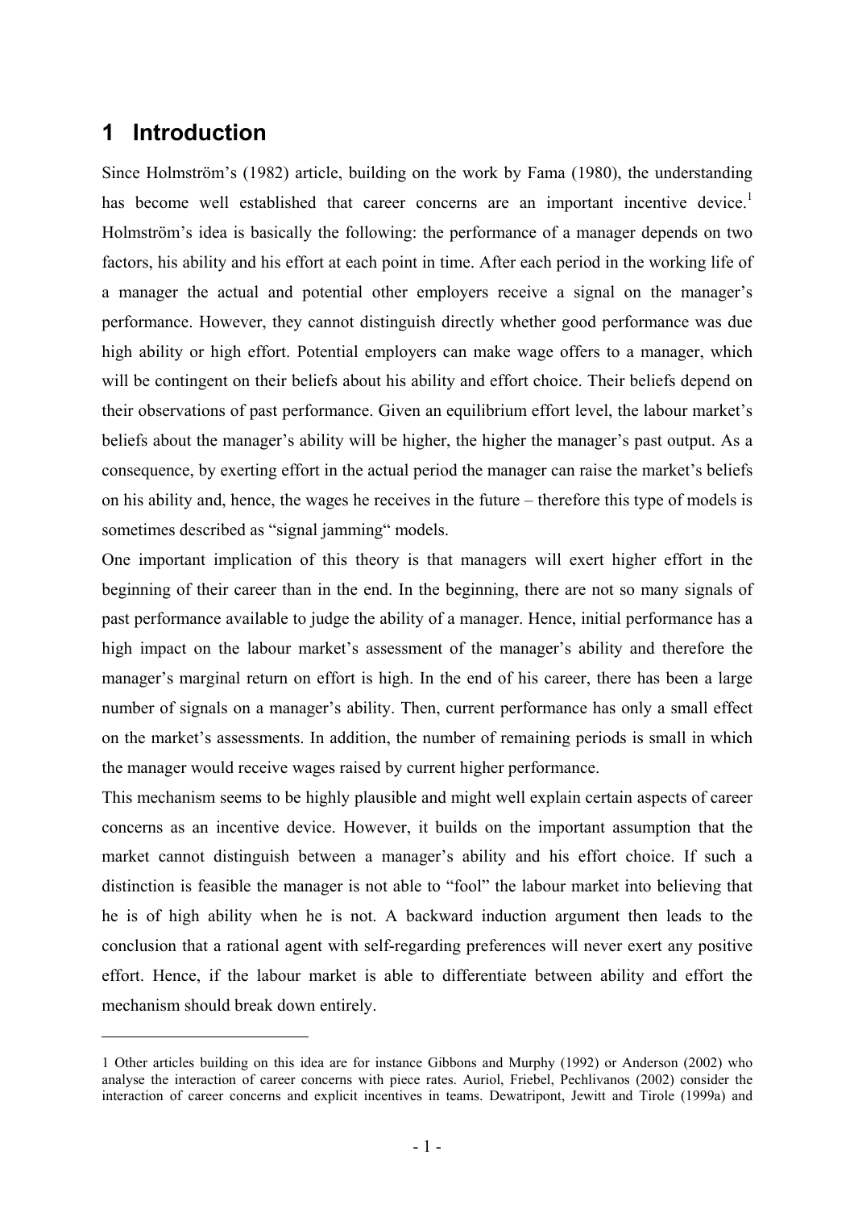# 1 Introduction

Since Holmström's (1982) article, building on the work by Fama (1980), the understanding has become well established that career concerns are an important incentive device.[1] Holmström's idea is basically the following: the performance of a manager depends on two factors, his ability and his effort at each point in time. After each period in the working life of a manager the actual and potential other employers receive a signal on the manager's performance. However, they cannot distinguish directly whether good performance was due high ability or high effort. Potential employers can make wage offers to a manager, which will be contingent on their beliefs about his ability and effort choice. Their beliefs depend on their observations of past performance. Given an equilibrium effort level, the labour market's beliefs about the manager's ability will be higher, the higher the manager's past output. As a consequence, by exerting effort in the actual period the manager can raise the market's beliefs on his ability and, hence, the wages he receives in the future – therefore this type of models is sometimes described as "signal jamming" models.

One important implication of this theory is that managers will exert higher effort in the beginning of their career than in the end. In the beginning, there are not so many signals of past performance available to judge the ability of a manager. Hence, initial performance has a high impact on the labour market's assessment of the manager's ability and therefore the manager's marginal return on effort is high. In the end of his career, there has been a large number of signals on a manager's ability. Then, current performance has only a small effect on the market's assessments. In addition, the number of remaining periods is small in which the manager would receive wages raised by current higher performance.

This mechanism seems to be highly plausible and might well explain certain aspects of career concerns as an incentive device. However, it builds on the important assumption that the market cannot distinguish between a manager's ability and his effort choice. If such a distinction is feasible the manager is not able to "fool" the labour market into believing that he is of high ability when he is not. A backward induction argument then leads to the conclusion that a rational agent with self-regarding preferences will never exert any positive effort. Hence, if the labour market is able to differentiate between ability and effort the mechanism should break down entirely.

---

1 Other articles building on this idea are for instance Gibbons and Murphy (1992) or Anderson (2002) who analyse the interaction of career concerns with piece rates. Auriol, Friebel, Pechlivanos (2002) consider the interaction of career concerns and explicit incentives in teams. Dewatripont, Jewitt and Tirole (1999a) and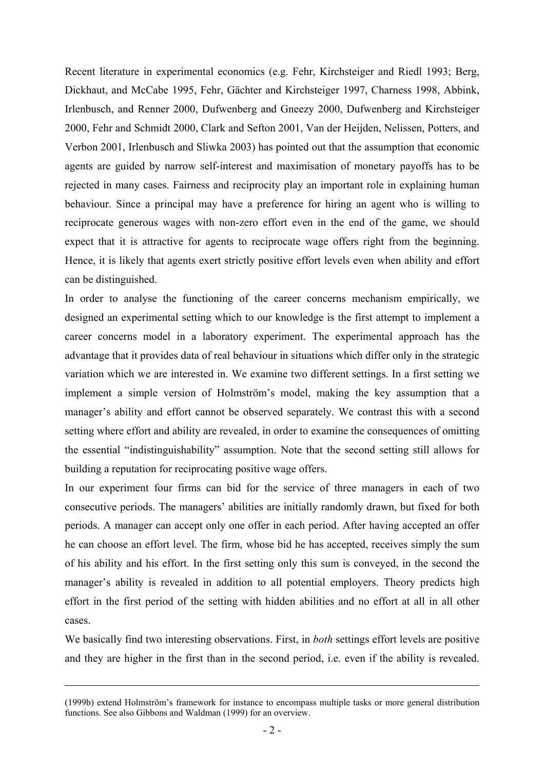Recent literature in experimental economics (e.g. Fehr, Kirchsteiger and Riedl 1993; Berg, Dickhaut, and McCabe 1995, Fehr, Gächter and Kirchsteiger 1997, Charness 1998, Abbink, Irlenbusch, and Renner 2000, Dufwenberg and Gneezy 2000, Dufwenberg and Kirchsteiger 2000, Fehr and Schmidt 2000, Clark and Sefton 2001, Van der Heijden, Nelissen, Potters, and Verbon 2001, Irlenbusch and Sliwka 2003) has pointed out that the assumption that economic agents are guided by narrow self-interest and maximisation of monetary payoffs has to be rejected in many cases. Fairness and reciprocity play an important role in explaining human behaviour. Since a principal may have a preference for hiring an agent who is willing to reciprocate generous wages with non-zero effort even in the end of the game, we should expect that it is attractive for agents to reciprocate wage offers right from the beginning. Hence, it is likely that agents exert strictly positive effort levels even when ability and effort can be distinguished.

In order to analyse the functioning of the career concerns mechanism empirically, we designed an experimental setting which to our knowledge is the first attempt to implement a career concerns model in a laboratory experiment. The experimental approach has the advantage that it provides data of real behaviour in situations which differ only in the strategic variation which we are interested in. We examine two different settings. In a first setting we implement a simple version of Holmström's model, making the key assumption that a manager's ability and effort cannot be observed separately. We contrast this with a second setting where effort and ability are revealed, in order to examine the consequences of omitting the essential "indistinguishability" assumption. Note that the second setting still allows for building a reputation for reciprocating positive wage offers.

In our experiment four firms can bid for the service of three managers in each of two consecutive periods. The managers' abilities are initially randomly drawn, but fixed for both periods. A manager can accept only one offer in each period. After having accepted an offer he can choose an effort level. The firm, whose bid he has accepted, receives simply the sum of his ability and his effort. In the first setting only this sum is conveyed, in the second the manager's ability is revealed in addition to all potential employers. Theory predicts high effort in the first period of the setting with hidden abilities and no effort at all in all other cases.

We basically find two interesting observations. First, in *both* settings effort levels are positive and they are higher in the first than in the second period, i.e. even if the ability is revealed.

---

(1999b) extend Holmström's framework for instance to encompass multiple tasks or more general distribution functions. See also Gibbons and Waldman (1999) for an overview.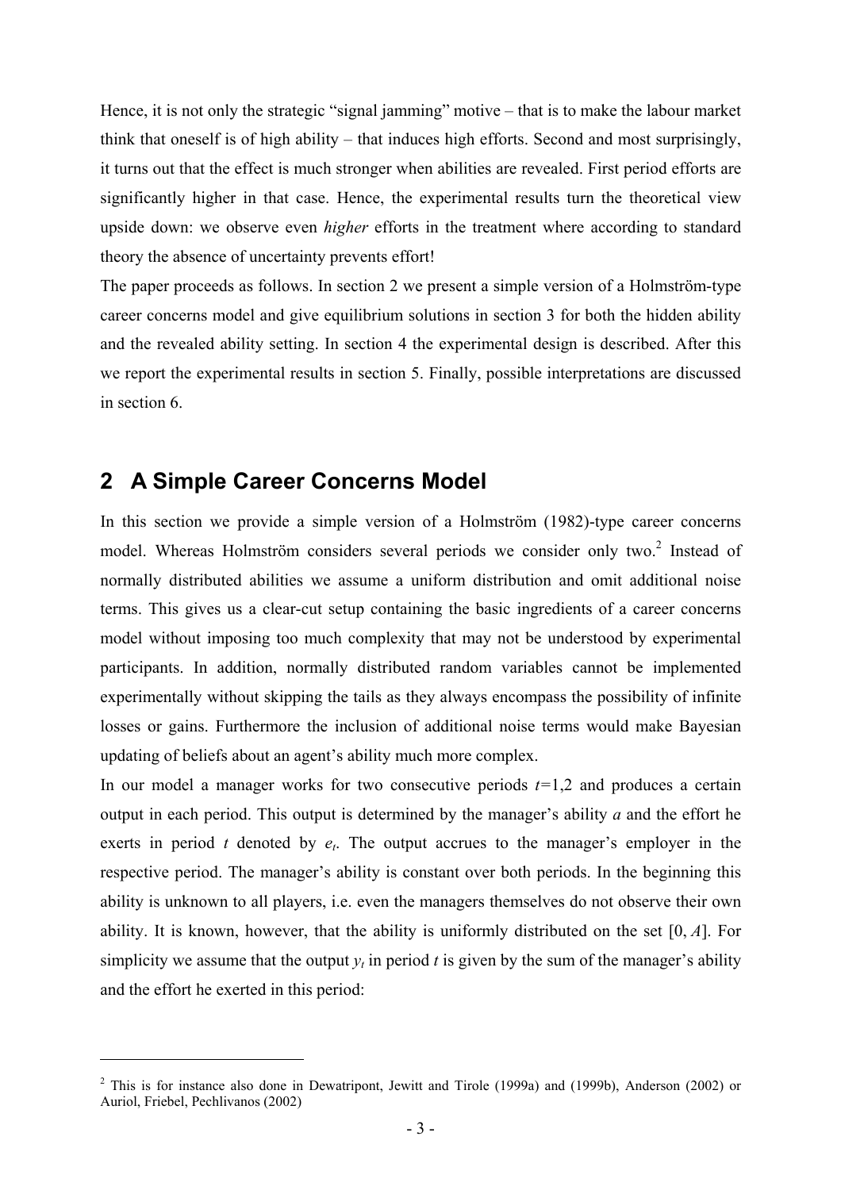Hence, it is not only the strategic "signal jamming" motive – that is to make the labour market think that oneself is of high ability – that induces high efforts. Second and most surprisingly, it turns out that the effect is much stronger when abilities are revealed. First period efforts are significantly higher in that case. Hence, the experimental results turn the theoretical view upside down: we observe even *higher* efforts in the treatment where according to standard theory the absence of uncertainty prevents effort!

The paper proceeds as follows. In section 2 we present a simple version of a Holmström-type career concerns model and give equilibrium solutions in section 3 for both the hidden ability and the revealed ability setting. In section 4 the experimental design is described. After this we report the experimental results in section 5. Finally, possible interpretations are discussed in section 6.

## 2 A Simple Career Concerns Model

In this section we provide a simple version of a Holmström (1982)-type career concerns model. Whereas Holmström considers several periods we consider only two.[2] Instead of normally distributed abilities we assume a uniform distribution and omit additional noise terms. This gives us a clear-cut setup containing the basic ingredients of a career concerns model without imposing too much complexity that may not be understood by experimental participants. In addition, normally distributed random variables cannot be implemented experimentally without skipping the tails as they always encompass the possibility of infinite losses or gains. Furthermore the inclusion of additional noise terms would make Bayesian updating of beliefs about an agent's ability much more complex.

In our model a manager works for two consecutive periods $t$=1,2 and produces a certain output in each period. This output is determined by the manager's ability $a$ and the effort he exerts in period $t$ denoted by $e_t$. The output accrues to the manager's employer in the respective period. The manager's ability is constant over both periods. In the beginning this ability is unknown to all players, i.e. even the managers themselves do not observe their own ability. It is known, however, that the ability is uniformly distributed on the set $[0, A]$. For simplicity we assume that the output $y_t$ in period $t$ is given by the sum of the manager's ability and the effort he exerted in this period:

[2] This is for instance also done in Dewatripont, Jewitt and Tirole (1999a) and (1999b), Anderson (2002) or Auriol, Friebel, Pechlivanos (2002)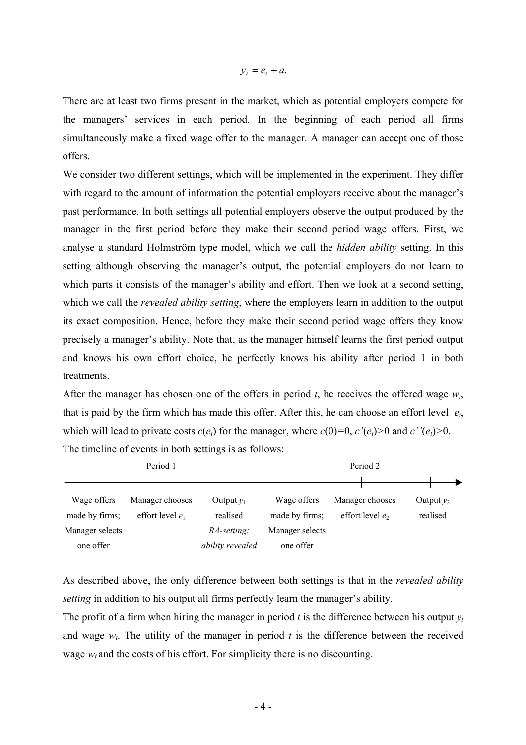$$y_t = e_t + a.$$

There are at least two firms present in the market, which as potential employers compete for the managers' services in each period. In the beginning of each period all firms simultaneously make a fixed wage offer to the manager. A manager can accept one of those offers.

We consider two different settings, which will be implemented in the experiment. They differ with regard to the amount of information the potential employers receive about the manager's past performance. In both settings all potential employers observe the output produced by the manager in the first period before they make their second period wage offers. First, we analyse a standard Holmström type model, which we call the *hidden ability* setting. In this setting although observing the manager's output, the potential employers do not learn to which parts it consists of the manager's ability and effort. Then we look at a second setting, which we call the *revealed ability setting*, where the employers learn in addition to the output its exact composition. Hence, before they make their second period wage offers they know precisely a manager's ability. Note that, as the manager himself learns the first period output and knows his own effort choice, he perfectly knows his ability after period 1 in both treatments.

After the manager has chosen one of the offers in period $t$, he receives the offered wage $w_t$, that is paid by the firm which has made this offer. After this, he can choose an effort level $e_t$, which will lead to private costs $c(e_t)$ for the manager, where $c(0)=0$, $c'(e_t)>0$ and $c''(e_t)>0$.

The timeline of events in both settings is as follows:

| Period 1 | | | Period 2 | | |
|---|---|---|---|---|---|
| Wage offers made by firms; Manager selects one offer | Manager chooses effort level $e_1$ | Output $y_1$ realised *RA-setting: ability revealed* | Wage offers made by firms; Manager selects one offer | Manager chooses effort level $e_2$ | Output $y_2$ realised |

As described above, the only difference between both settings is that in the *revealed ability setting* in addition to his output all firms perfectly learn the manager's ability.

The profit of a firm when hiring the manager in period $t$ is the difference between his output $y_t$ and wage $w_t$. The utility of the manager in period $t$ is the difference between the received wage $w_t$ and the costs of his effort. For simplicity there is no discounting.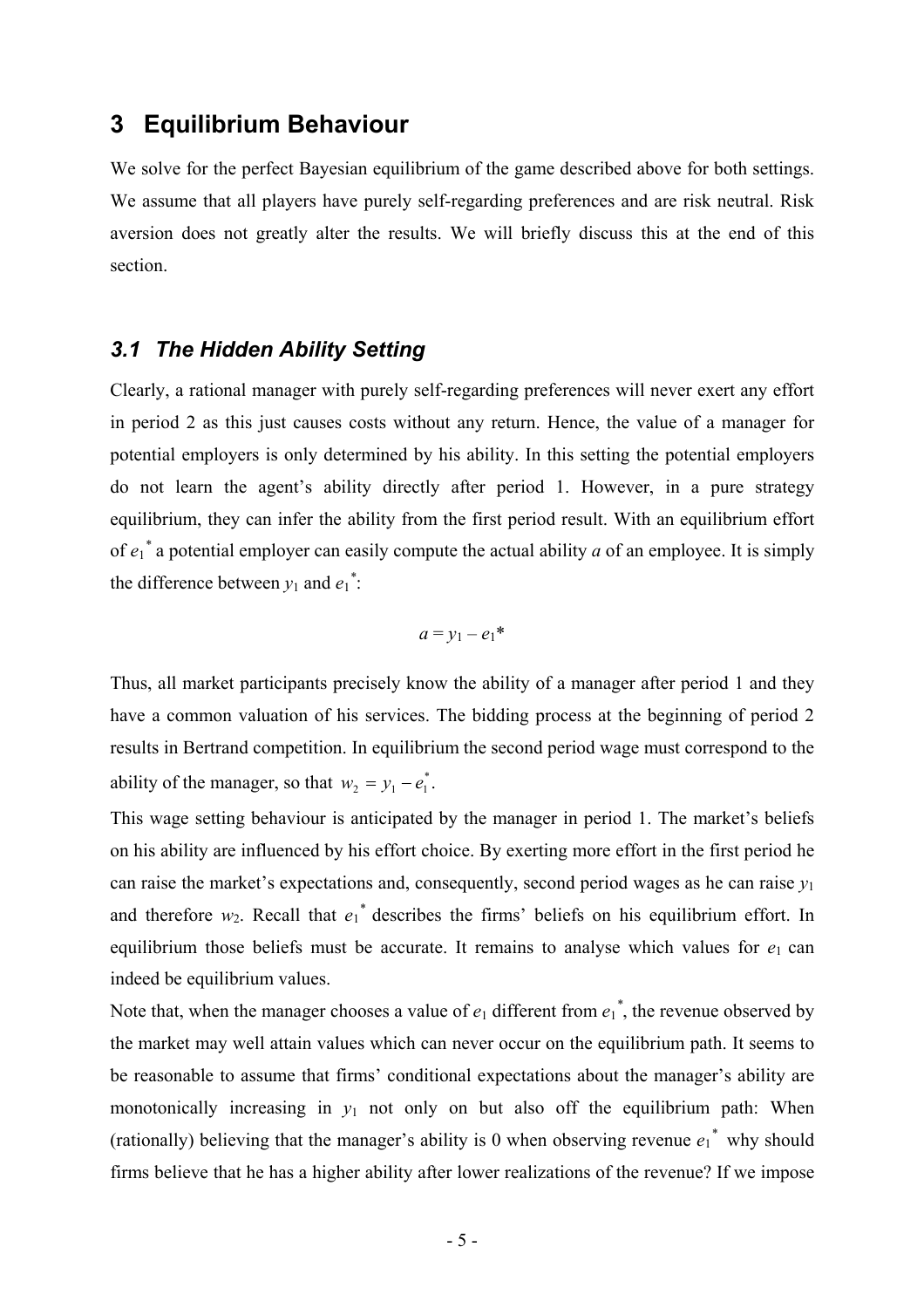## 3 Equilibrium Behaviour

We solve for the perfect Bayesian equilibrium of the game described above for both settings. We assume that all players have purely self-regarding preferences and are risk neutral. Risk aversion does not greatly alter the results. We will briefly discuss this at the end of this section.

### *3.1 The Hidden Ability Setting*

Clearly, a rational manager with purely self-regarding preferences will never exert any effort in period 2 as this just causes costs without any return. Hence, the value of a manager for potential employers is only determined by his ability. In this setting the potential employers do not learn the agent's ability directly after period 1. However, in a pure strategy equilibrium, they can infer the ability from the first period result. With an equilibrium effort of $e_1^*$ a potential employer can easily compute the actual ability $a$ of an employee. It is simply the difference between $y_1$ and $e_1^*$:

$$a = y_1 - e_1^*$$

Thus, all market participants precisely know the ability of a manager after period 1 and they have a common valuation of his services. The bidding process at the beginning of period 2 results in Bertrand competition. In equilibrium the second period wage must correspond to the ability of the manager, so that $w_2 = y_1 - e_1^*$.

This wage setting behaviour is anticipated by the manager in period 1. The market's beliefs on his ability are influenced by his effort choice. By exerting more effort in the first period he can raise the market's expectations and, consequently, second period wages as he can raise $y_1$ and therefore $w_2$. Recall that $e_1^*$ describes the firms' beliefs on his equilibrium effort. In equilibrium those beliefs must be accurate. It remains to analyse which values for $e_1$ can indeed be equilibrium values.

Note that, when the manager chooses a value of $e_1$ different from $e_1^*$, the revenue observed by the market may well attain values which can never occur on the equilibrium path. It seems to be reasonable to assume that firms' conditional expectations about the manager's ability are monotonically increasing in $y_1$ not only on but also off the equilibrium path: When (rationally) believing that the manager's ability is 0 when observing revenue $e_1^*$ why should firms believe that he has a higher ability after lower realizations of the revenue? If we impose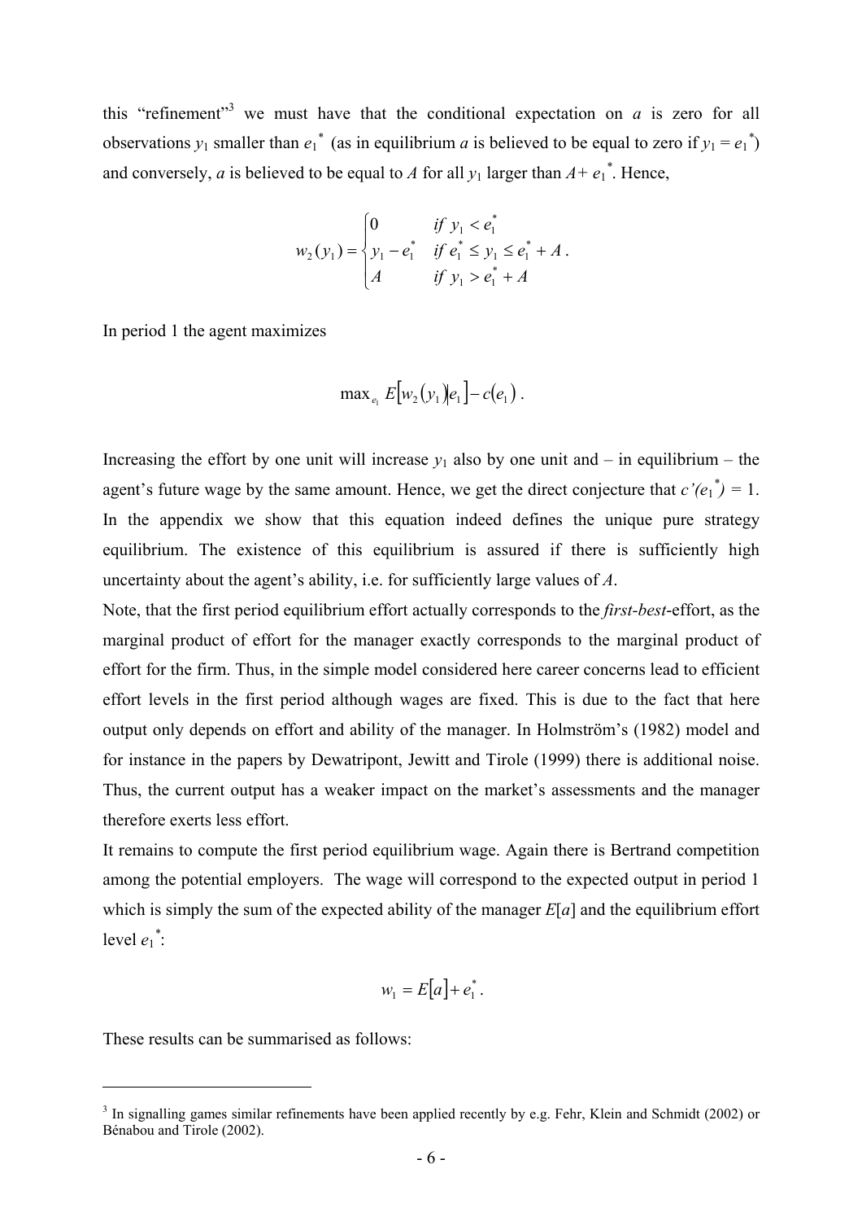this "refinement"[3] we must have that the conditional expectation on $a$ is zero for all observations $y_1$ smaller than $e_1^*$ (as in equilibrium $a$ is believed to be equal to zero if $y_1 = e_1^*$) and conversely, $a$ is believed to be equal to $A$ for all $y_1$ larger than $A + e_1^*$. Hence,

$$w_2(y_1) = \begin{cases} 0 & \text{if } y_1 < e_1^* \\ y_1 - e_1^* & \text{if } e_1^* \leq y_1 \leq e_1^* + A \\ A & \text{if } y_1 > e_1^* + A \end{cases}.$$

In period 1 the agent maximizes

$$\max_{e_1} E[w_2(y_1)|e_1] - c(e_1).$$

Increasing the effort by one unit will increase $y_1$ also by one unit and – in equilibrium – the agent's future wage by the same amount. Hence, we get the direct conjecture that $c'(e_1^*) = 1$. In the appendix we show that this equation indeed defines the unique pure strategy equilibrium. The existence of this equilibrium is assured if there is sufficiently high uncertainty about the agent's ability, i.e. for sufficiently large values of $A$.

Note, that the first period equilibrium effort actually corresponds to the *first-best*-effort, as the marginal product of effort for the manager exactly corresponds to the marginal product of effort for the firm. Thus, in the simple model considered here career concerns lead to efficient effort levels in the first period although wages are fixed. This is due to the fact that here output only depends on effort and ability of the manager. In Holmström's (1982) model and for instance in the papers by Dewatripont, Jewitt and Tirole (1999) there is additional noise. Thus, the current output has a weaker impact on the market's assessments and the manager therefore exerts less effort.

It remains to compute the first period equilibrium wage. Again there is Bertrand competition among the potential employers. The wage will correspond to the expected output in period 1 which is simply the sum of the expected ability of the manager $E[a]$ and the equilibrium effort level $e_1^*$:

$$w_1 = E[a] + e_1^*.$$

These results can be summarised as follows:

---

[3] In signalling games similar refinements have been applied recently by e.g. Fehr, Klein and Schmidt (2002) or Bénabou and Tirole (2002).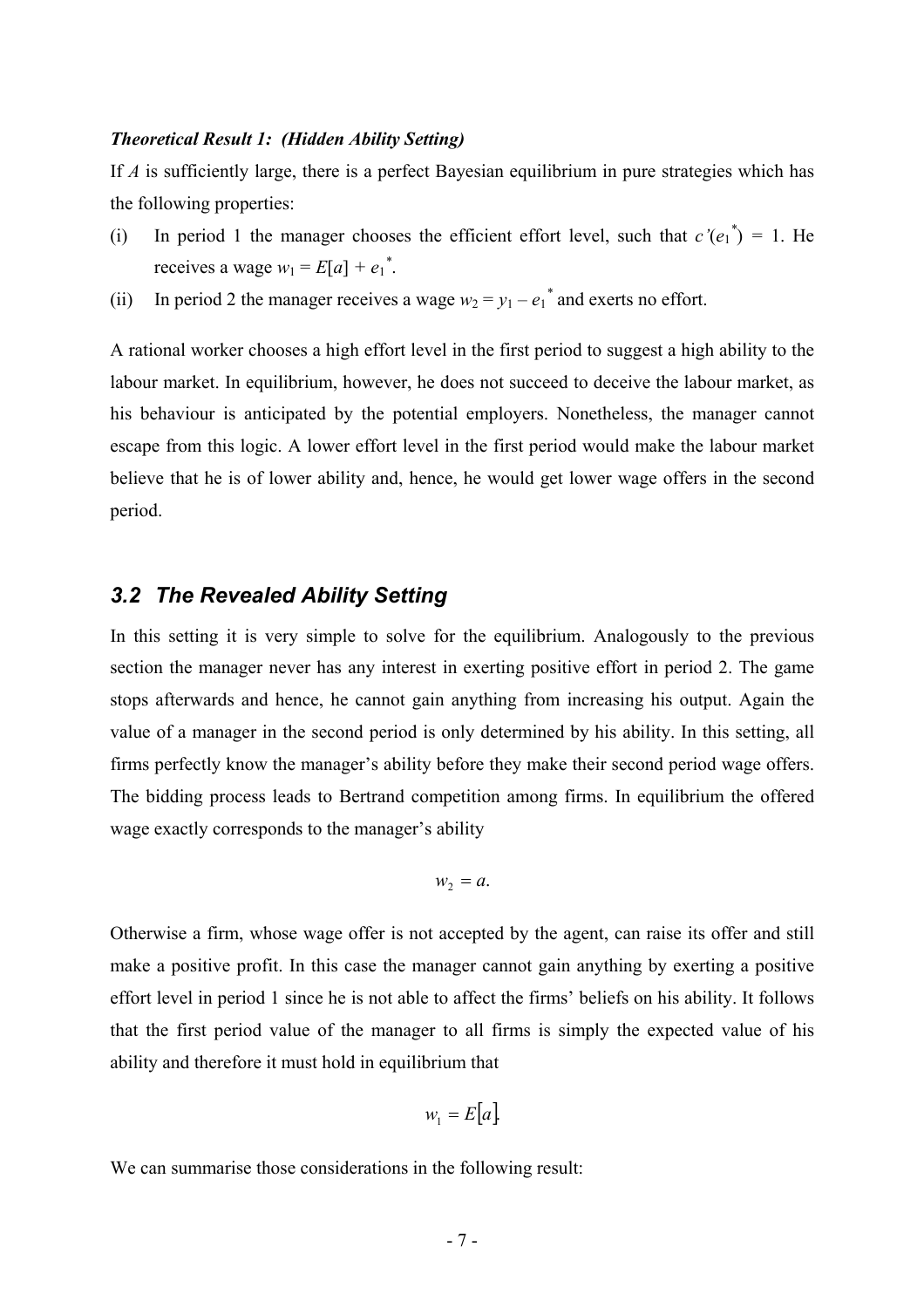***Theoretical Result 1: (Hidden Ability Setting)***

If $A$ is sufficiently large, there is a perfect Bayesian equilibrium in pure strategies which has the following properties:

(i) In period 1 the manager chooses the efficient effort level, such that $c'(e_1^*) = 1$. He receives a wage $w_1 = E[a] + e_1^*$.

(ii) In period 2 the manager receives a wage $w_2 = y_1 - e_1^*$ and exerts no effort.

A rational worker chooses a high effort level in the first period to suggest a high ability to the labour market. In equilibrium, however, he does not succeed to deceive the labour market, as his behaviour is anticipated by the potential employers. Nonetheless, the manager cannot escape from this logic. A lower effort level in the first period would make the labour market believe that he is of lower ability and, hence, he would get lower wage offers in the second period.

## 3.2 The Revealed Ability Setting

In this setting it is very simple to solve for the equilibrium. Analogously to the previous section the manager never has any interest in exerting positive effort in period 2. The game stops afterwards and hence, he cannot gain anything from increasing his output. Again the value of a manager in the second period is only determined by his ability. In this setting, all firms perfectly know the manager's ability before they make their second period wage offers. The bidding process leads to Bertrand competition among firms. In equilibrium the offered wage exactly corresponds to the manager's ability

$$w_2 = a.$$

Otherwise a firm, whose wage offer is not accepted by the agent, can raise its offer and still make a positive profit. In this case the manager cannot gain anything by exerting a positive effort level in period 1 since he is not able to affect the firms' beliefs on his ability. It follows that the first period value of the manager to all firms is simply the expected value of his ability and therefore it must hold in equilibrium that

$$w_1 = E[a].$$

We can summarise those considerations in the following result: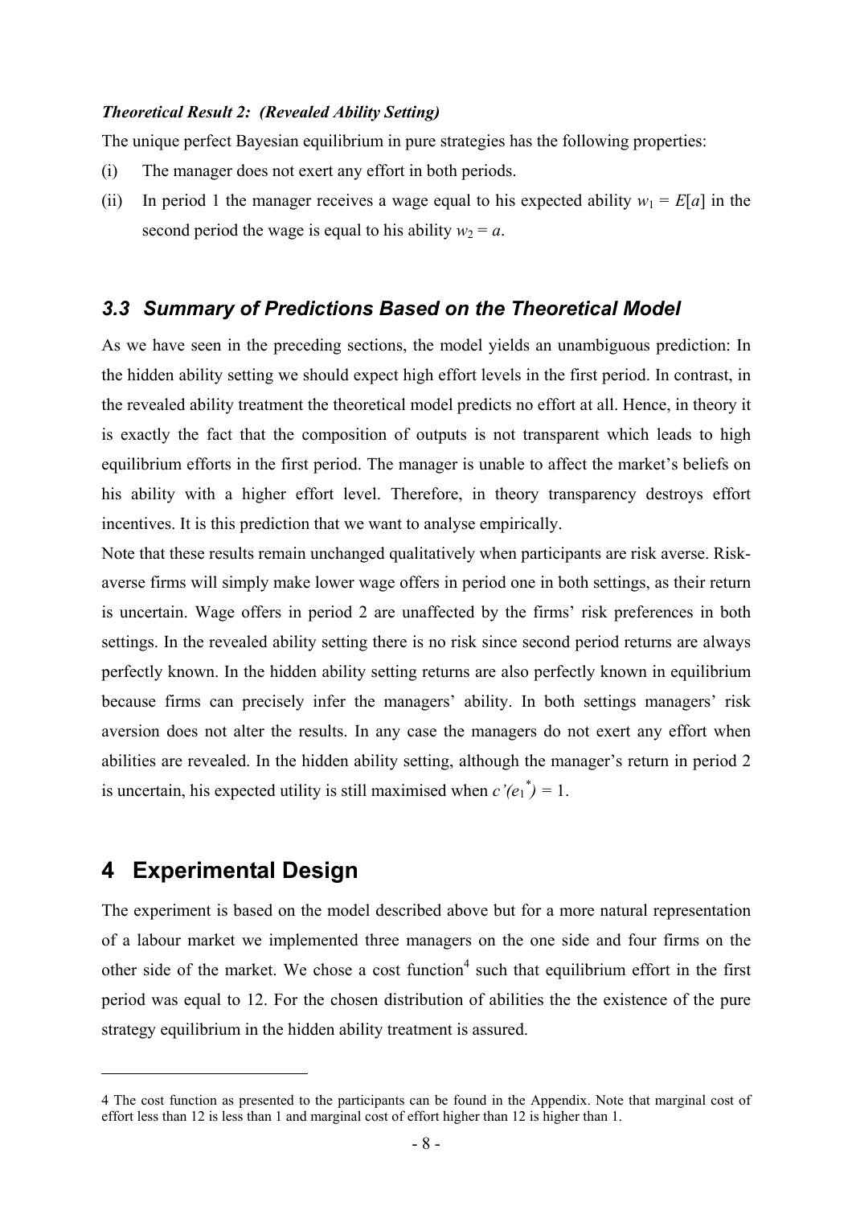***Theoretical Result 2: (Revealed Ability Setting)***

The unique perfect Bayesian equilibrium in pure strategies has the following properties:

(i) The manager does not exert any effort in both periods.

(ii) In period 1 the manager receives a wage equal to his expected ability $w_1 = E[a]$ in the second period the wage is equal to his ability $w_2 = a$.

## *3.3 Summary of Predictions Based on the Theoretical Model*

As we have seen in the preceding sections, the model yields an unambiguous prediction: In the hidden ability setting we should expect high effort levels in the first period. In contrast, in the revealed ability treatment the theoretical model predicts no effort at all. Hence, in theory it is exactly the fact that the composition of outputs is not transparent which leads to high equilibrium efforts in the first period. The manager is unable to affect the market's beliefs on his ability with a higher effort level. Therefore, in theory transparency destroys effort incentives. It is this prediction that we want to analyse empirically.

Note that these results remain unchanged qualitatively when participants are risk averse. Risk-averse firms will simply make lower wage offers in period one in both settings, as their return is uncertain. Wage offers in period 2 are unaffected by the firms' risk preferences in both settings. In the revealed ability setting there is no risk since second period returns are always perfectly known. In the hidden ability setting returns are also perfectly known in equilibrium because firms can precisely infer the managers' ability. In both settings managers' risk aversion does not alter the results. In any case the managers do not exert any effort when abilities are revealed. In the hidden ability setting, although the manager's return in period 2 is uncertain, his expected utility is still maximised when $c'(e_1^*) = 1$.

# 4 Experimental Design

The experiment is based on the model described above but for a more natural representation of a labour market we implemented three managers on the one side and four firms on the other side of the market. We chose a cost function[4] such that equilibrium effort in the first period was equal to 12. For the chosen distribution of abilities the the existence of the pure strategy equilibrium in the hidden ability treatment is assured.

4 The cost function as presented to the participants can be found in the Appendix. Note that marginal cost of effort less than 12 is less than 1 and marginal cost of effort higher than 12 is higher than 1.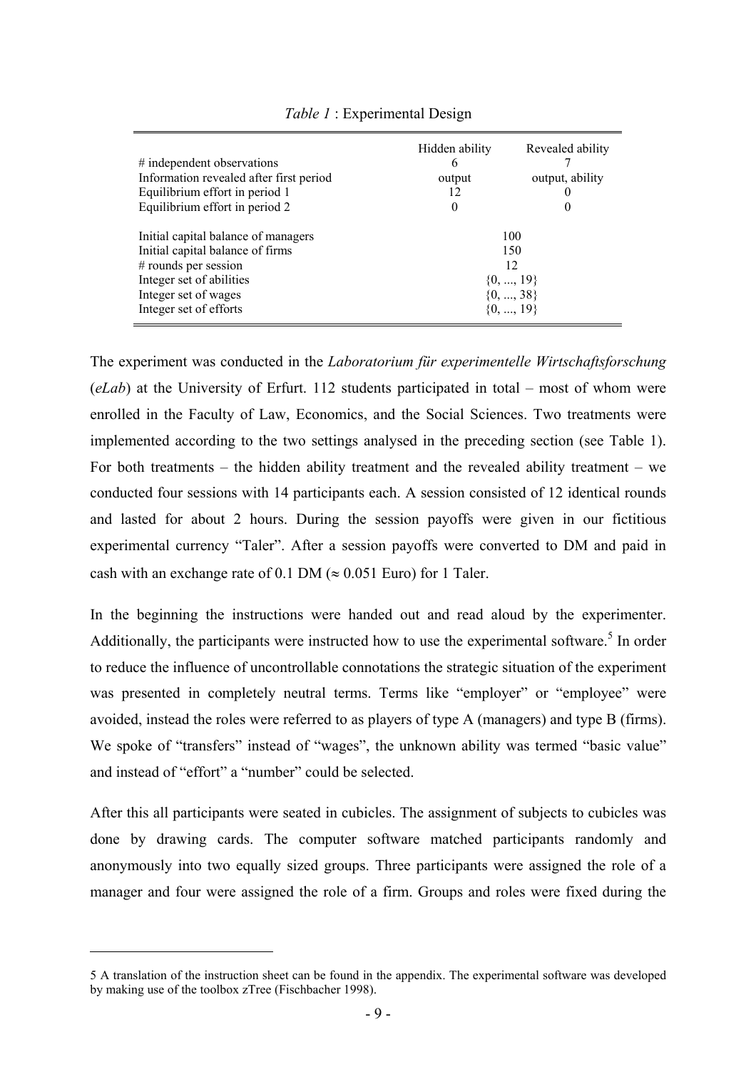*Table 1* : Experimental Design

| | Hidden ability | Revealed ability |
|---|---|---|
| # independent observations | 6 | 7 |
| Information revealed after first period | output | output, ability |
| Equilibrium effort in period 1 | 12 | 0 |
| Equilibrium effort in period 2 | 0 | 0 |
| Initial capital balance of managers | 100 | |
| Initial capital balance of firms | 150 | |
| # rounds per session | 12 | |
| Integer set of abilities | {0, ..., 19} | |
| Integer set of wages | {0, ..., 38} | |
| Integer set of efforts | {0, ..., 19} | |

The experiment was conducted in the *Laboratorium für experimentelle Wirtschaftsforschung* (*eLab*) at the University of Erfurt. 112 students participated in total – most of whom were enrolled in the Faculty of Law, Economics, and the Social Sciences. Two treatments were implemented according to the two settings analysed in the preceding section (see Table 1). For both treatments – the hidden ability treatment and the revealed ability treatment – we conducted four sessions with 14 participants each. A session consisted of 12 identical rounds and lasted for about 2 hours. During the session payoffs were given in our fictitious experimental currency "Taler". After a session payoffs were converted to DM and paid in cash with an exchange rate of 0.1 DM ($\approx$ 0.051 Euro) for 1 Taler.

In the beginning the instructions were handed out and read aloud by the experimenter. Additionally, the participants were instructed how to use the experimental software.[5] In order to reduce the influence of uncontrollable connotations the strategic situation of the experiment was presented in completely neutral terms. Terms like "employer" or "employee" were avoided, instead the roles were referred to as players of type A (managers) and type B (firms). We spoke of "transfers" instead of "wages", the unknown ability was termed "basic value" and instead of "effort" a "number" could be selected.

After this all participants were seated in cubicles. The assignment of subjects to cubicles was done by drawing cards. The computer software matched participants randomly and anonymously into two equally sized groups. Three participants were assigned the role of a manager and four were assigned the role of a firm. Groups and roles were fixed during the

---

5 A translation of the instruction sheet can be found in the appendix. The experimental software was developed by making use of the toolbox zTree (Fischbacher 1998).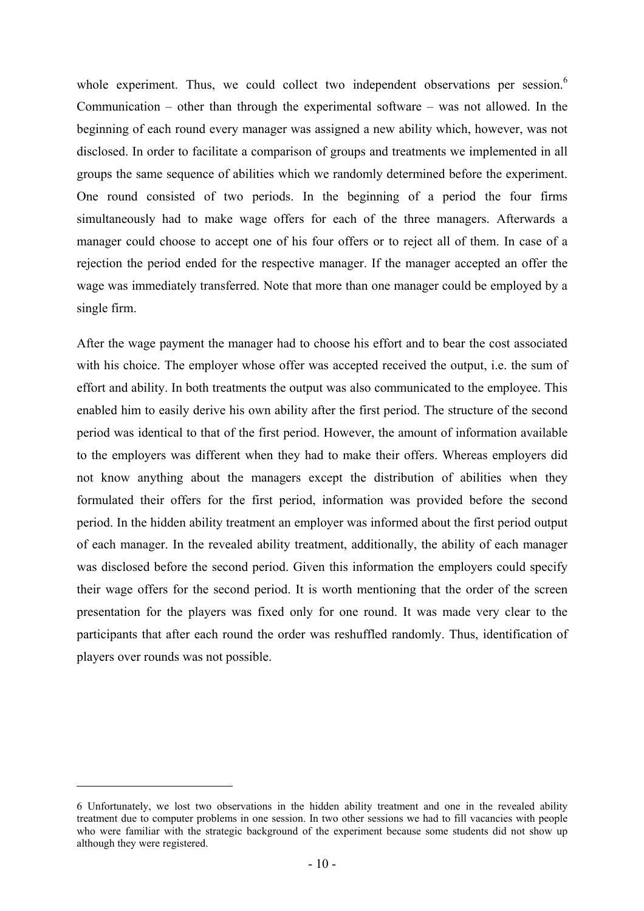whole experiment. Thus, we could collect two independent observations per session.[6] Communication – other than through the experimental software – was not allowed. In the beginning of each round every manager was assigned a new ability which, however, was not disclosed. In order to facilitate a comparison of groups and treatments we implemented in all groups the same sequence of abilities which we randomly determined before the experiment. One round consisted of two periods. In the beginning of a period the four firms simultaneously had to make wage offers for each of the three managers. Afterwards a manager could choose to accept one of his four offers or to reject all of them. In case of a rejection the period ended for the respective manager. If the manager accepted an offer the wage was immediately transferred. Note that more than one manager could be employed by a single firm.

After the wage payment the manager had to choose his effort and to bear the cost associated with his choice. The employer whose offer was accepted received the output, i.e. the sum of effort and ability. In both treatments the output was also communicated to the employee. This enabled him to easily derive his own ability after the first period. The structure of the second period was identical to that of the first period. However, the amount of information available to the employers was different when they had to make their offers. Whereas employers did not know anything about the managers except the distribution of abilities when they formulated their offers for the first period, information was provided before the second period. In the hidden ability treatment an employer was informed about the first period output of each manager. In the revealed ability treatment, additionally, the ability of each manager was disclosed before the second period. Given this information the employers could specify their wage offers for the second period. It is worth mentioning that the order of the screen presentation for the players was fixed only for one round. It was made very clear to the participants that after each round the order was reshuffled randomly. Thus, identification of players over rounds was not possible.

---

6 Unfortunately, we lost two observations in the hidden ability treatment and one in the revealed ability treatment due to computer problems in one session. In two other sessions we had to fill vacancies with people who were familiar with the strategic background of the experiment because some students did not show up although they were registered.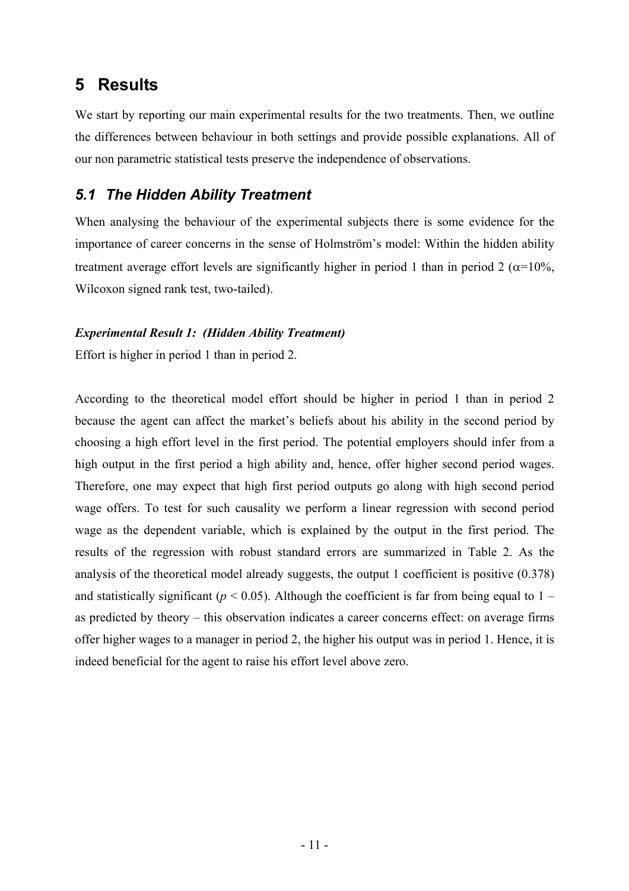# 5 Results

We start by reporting our main experimental results for the two treatments. Then, we outline the differences between behaviour in both settings and provide possible explanations. All of our non parametric statistical tests preserve the independence of observations.

## *5.1 The Hidden Ability Treatment*

When analysing the behaviour of the experimental subjects there is some evidence for the importance of career concerns in the sense of Holmström's model: Within the hidden ability treatment average effort levels are significantly higher in period 1 than in period 2 ($\alpha$=10%, Wilcoxon signed rank test, two-tailed).

***Experimental Result 1: (Hidden Ability Treatment)***

Effort is higher in period 1 than in period 2.

According to the theoretical model effort should be higher in period 1 than in period 2 because the agent can affect the market's beliefs about his ability in the second period by choosing a high effort level in the first period. The potential employers should infer from a high output in the first period a high ability and, hence, offer higher second period wages. Therefore, one may expect that high first period outputs go along with high second period wage offers. To test for such causality we perform a linear regression with second period wage as the dependent variable, which is explained by the output in the first period. The results of the regression with robust standard errors are summarized in Table 2. As the analysis of the theoretical model already suggests, the output 1 coefficient is positive (0.378) and statistically significant ($p < 0.05$). Although the coefficient is far from being equal to 1 – as predicted by theory – this observation indicates a career concerns effect: on average firms offer higher wages to a manager in period 2, the higher his output was in period 1. Hence, it is indeed beneficial for the agent to raise his effort level above zero.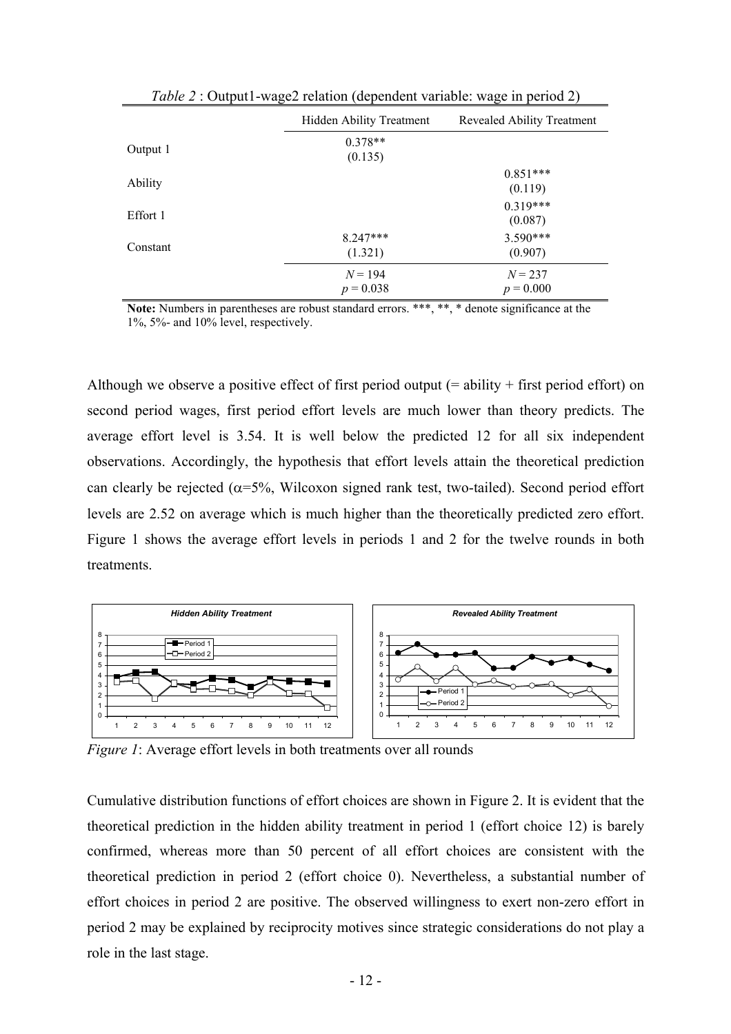*Table 2* : Output1-wage2 relation (dependent variable: wage in period 2)

| | Hidden Ability Treatment | Revealed Ability Treatment |
|---|---|---|
| Output 1 | 0.378** (0.135) | |
| Ability | | 0.851*** (0.119) |
| Effort 1 | | 0.319*** (0.087) |
| Constant | 8.247*** (1.321) | 3.590*** (0.907) |
| | $N$ = 194 $p$ = 0.038 | $N$ = 237 $p$ = 0.000 |

**Note:** Numbers in parentheses are robust standard errors. ***, **, * denote significance at the 1%, 5%- and 10% level, respectively.

Although we observe a positive effect of first period output (= ability + first period effort) on second period wages, first period effort levels are much lower than theory predicts. The average effort level is 3.54. It is well below the predicted 12 for all six independent observations. Accordingly, the hypothesis that effort levels attain the theoretical prediction can clearly be rejected ($\alpha$=5%, Wilcoxon signed rank test, two-tailed). Second period effort levels are 2.52 on average which is much higher than the theoretically predicted zero effort. Figure 1 shows the average effort levels in periods 1 and 2 for the twelve rounds in both treatments.

*Figure 1*: Average effort levels in both treatments over all rounds

Cumulative distribution functions of effort choices are shown in Figure 2. It is evident that the theoretical prediction in the hidden ability treatment in period 1 (effort choice 12) is barely confirmed, whereas more than 50 percent of all effort choices are consistent with the theoretical prediction in period 2 (effort choice 0). Nevertheless, a substantial number of effort choices in period 2 are positive. The observed willingness to exert non-zero effort in period 2 may be explained by reciprocity motives since strategic considerations do not play a role in the last stage.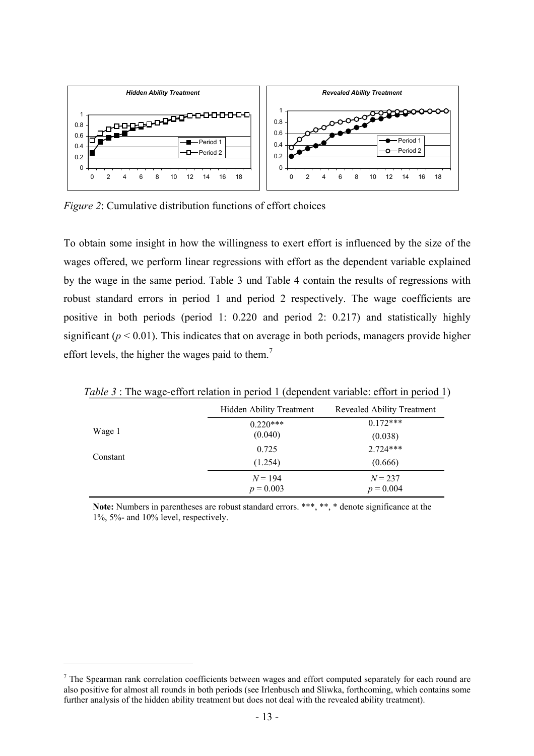*Figure 2*: Cumulative distribution functions of effort choices

To obtain some insight in how the willingness to exert effort is influenced by the size of the wages offered, we perform linear regressions with effort as the dependent variable explained by the wage in the same period. Table 3 und Table 4 contain the results of regressions with robust standard errors in period 1 and period 2 respectively. The wage coefficients are positive in both periods (period 1: 0.220 and period 2: 0.217) and statistically highly significant ($p < 0.01$). This indicates that on average in both periods, managers provide higher effort levels, the higher the wages paid to them.[7]

*Table 3* : The wage-effort relation in period 1 (dependent variable: effort in period 1)

| | Hidden Ability Treatment | Revealed Ability Treatment |
|---|---|---|
| Wage 1 | 0.220*** | 0.172*** |
| | (0.040) | (0.038) |
| Constant | 0.725 | 2.724*** |
| | (1.254) | (0.666) |
| | $N = 194$ | $N = 237$ |
| | $p = 0.003$ | $p = 0.004$ |

**Note:** Numbers in parentheses are robust standard errors. ***, **, * denote significance at the 1%, 5%- and 10% level, respectively.

[7] The Spearman rank correlation coefficients between wages and effort computed separately for each round are also positive for almost all rounds in both periods (see Irlenbusch and Sliwka, forthcoming, which contains some further analysis of the hidden ability treatment but does not deal with the revealed ability treatment).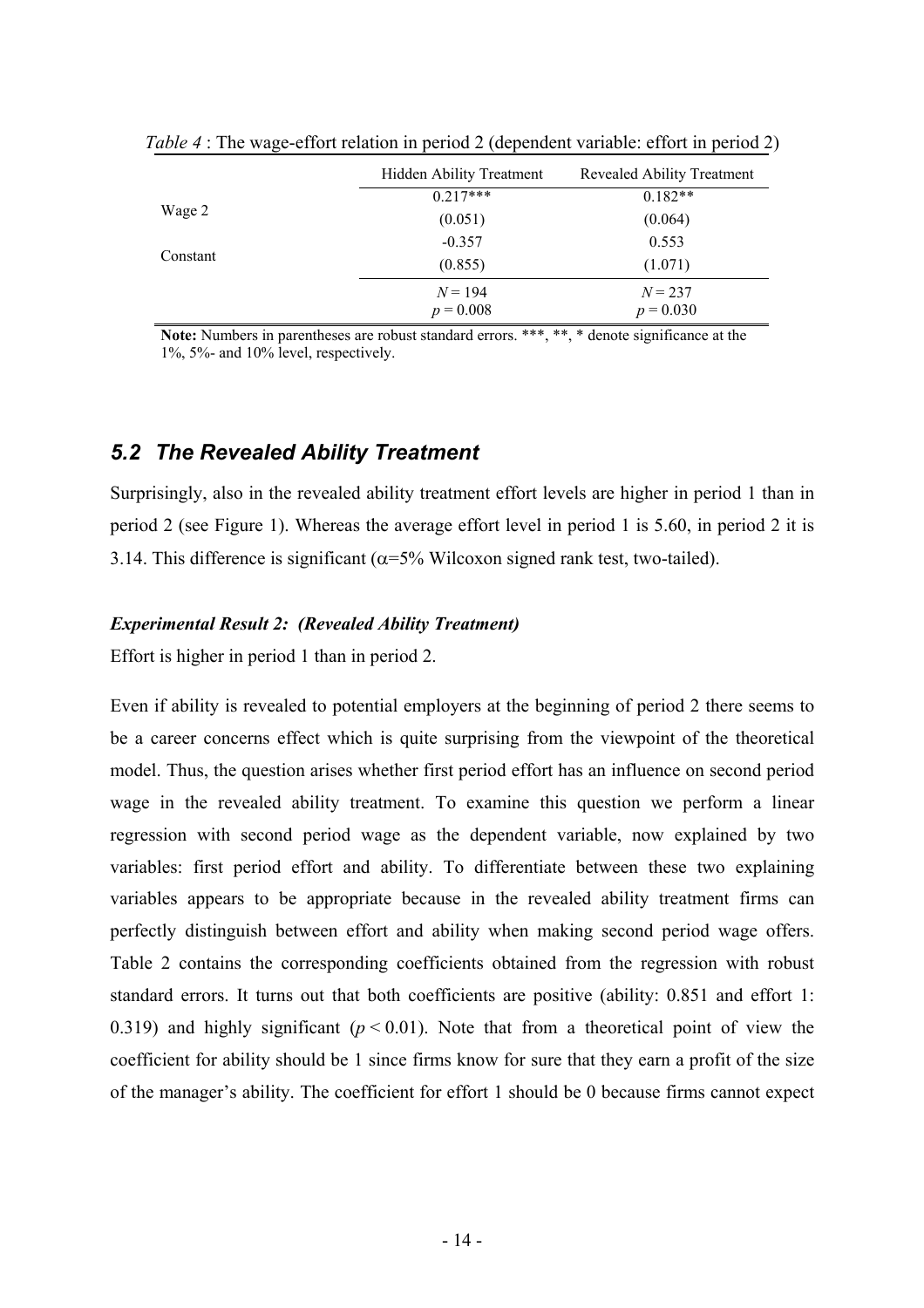*Table 4* : The wage-effort relation in period 2 (dependent variable: effort in period 2)

| | Hidden Ability Treatment | Revealed Ability Treatment |
|---|---|---|
| Wage 2 | 0.217*** | 0.182** |
| | (0.051) | (0.064) |
| Constant | -0.357 | 0.553 |
| | (0.855) | (1.071) |
| | $N = 194$ | $N = 237$ |
| | $p = 0.008$ | $p = 0.030$ |

**Note:** Numbers in parentheses are robust standard errors. ***, **, * denote significance at the 1%, 5%- and 10% level, respectively.

## *5.2 The Revealed Ability Treatment*

Surprisingly, also in the revealed ability treatment effort levels are higher in period 1 than in period 2 (see Figure 1). Whereas the average effort level in period 1 is 5.60, in period 2 it is 3.14. This difference is significant ($\alpha$=5% Wilcoxon signed rank test, two-tailed).

***Experimental Result 2: (Revealed Ability Treatment)***

Effort is higher in period 1 than in period 2.

Even if ability is revealed to potential employers at the beginning of period 2 there seems to be a career concerns effect which is quite surprising from the viewpoint of the theoretical model. Thus, the question arises whether first period effort has an influence on second period wage in the revealed ability treatment. To examine this question we perform a linear regression with second period wage as the dependent variable, now explained by two variables: first period effort and ability. To differentiate between these two explaining variables appears to be appropriate because in the revealed ability treatment firms can perfectly distinguish between effort and ability when making second period wage offers. Table 2 contains the corresponding coefficients obtained from the regression with robust standard errors. It turns out that both coefficients are positive (ability: 0.851 and effort 1: 0.319) and highly significant ($p < 0.01$). Note that from a theoretical point of view the coefficient for ability should be 1 since firms know for sure that they earn a profit of the size of the manager's ability. The coefficient for effort 1 should be 0 because firms cannot expect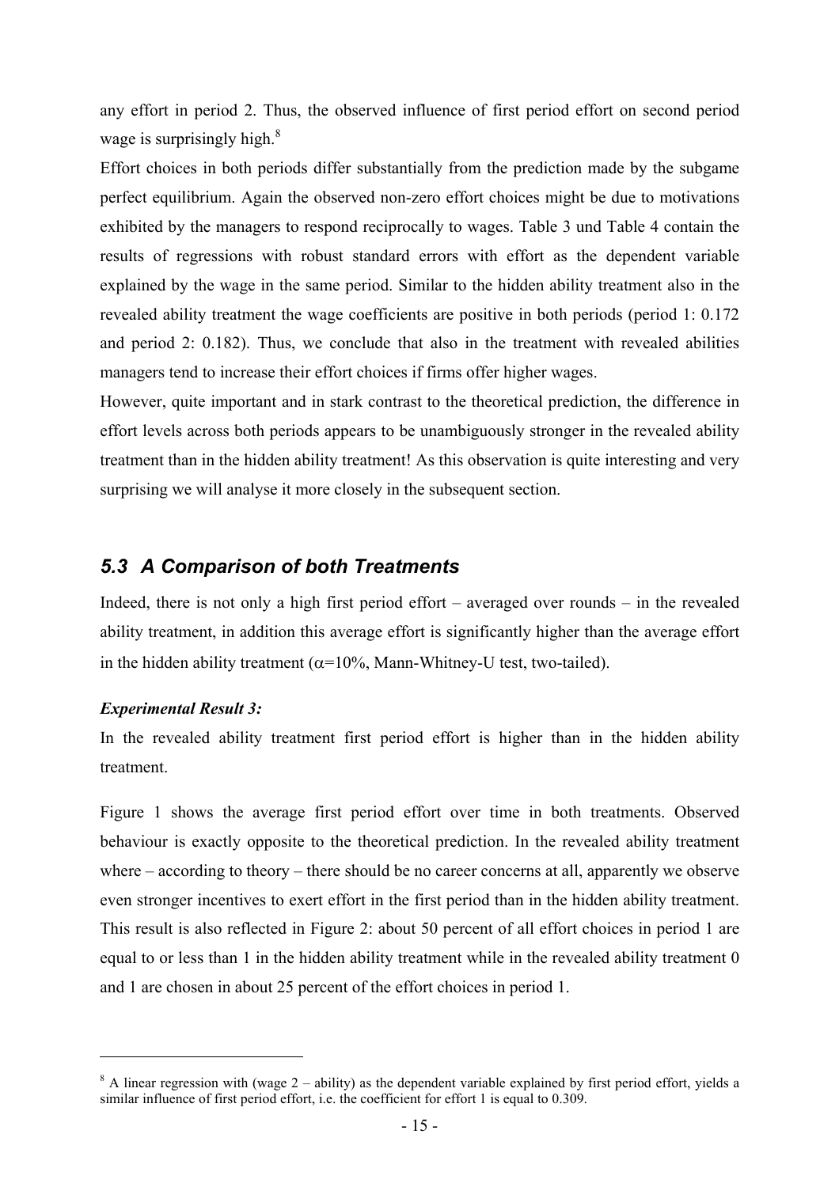any effort in period 2. Thus, the observed influence of first period effort on second period wage is surprisingly high.[8]

Effort choices in both periods differ substantially from the prediction made by the subgame perfect equilibrium. Again the observed non-zero effort choices might be due to motivations exhibited by the managers to respond reciprocally to wages. Table 3 und Table 4 contain the results of regressions with robust standard errors with effort as the dependent variable explained by the wage in the same period. Similar to the hidden ability treatment also in the revealed ability treatment the wage coefficients are positive in both periods (period 1: 0.172 and period 2: 0.182). Thus, we conclude that also in the treatment with revealed abilities managers tend to increase their effort choices if firms offer higher wages.

However, quite important and in stark contrast to the theoretical prediction, the difference in effort levels across both periods appears to be unambiguously stronger in the revealed ability treatment than in the hidden ability treatment! As this observation is quite interesting and very surprising we will analyse it more closely in the subsequent section.

## *5.3 A Comparison of both Treatments*

Indeed, there is not only a high first period effort – averaged over rounds – in the revealed ability treatment, in addition this average effort is significantly higher than the average effort in the hidden ability treatment ($\alpha$=10%, Mann-Whitney-U test, two-tailed).

***Experimental Result 3:***

In the revealed ability treatment first period effort is higher than in the hidden ability treatment.

Figure 1 shows the average first period effort over time in both treatments. Observed behaviour is exactly opposite to the theoretical prediction. In the revealed ability treatment where – according to theory – there should be no career concerns at all, apparently we observe even stronger incentives to exert effort in the first period than in the hidden ability treatment. This result is also reflected in Figure 2: about 50 percent of all effort choices in period 1 are equal to or less than 1 in the hidden ability treatment while in the revealed ability treatment 0 and 1 are chosen in about 25 percent of the effort choices in period 1.

---

[8] A linear regression with (wage 2 – ability) as the dependent variable explained by first period effort, yields a similar influence of first period effort, i.e. the coefficient for effort 1 is equal to 0.309.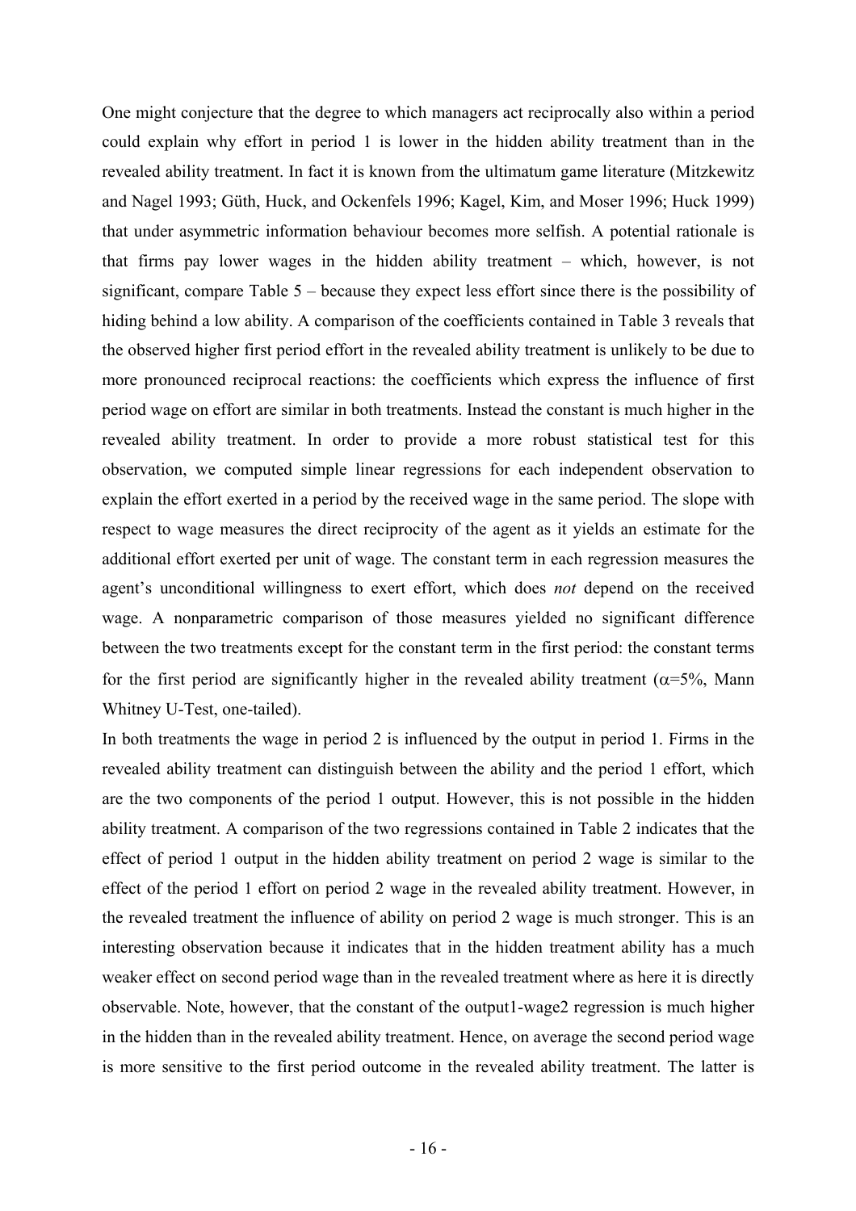One might conjecture that the degree to which managers act reciprocally also within a period could explain why effort in period 1 is lower in the hidden ability treatment than in the revealed ability treatment. In fact it is known from the ultimatum game literature (Mitzkewitz and Nagel 1993; Güth, Huck, and Ockenfels 1996; Kagel, Kim, and Moser 1996; Huck 1999) that under asymmetric information behaviour becomes more selfish. A potential rationale is that firms pay lower wages in the hidden ability treatment – which, however, is not significant, compare Table 5 – because they expect less effort since there is the possibility of hiding behind a low ability. A comparison of the coefficients contained in Table 3 reveals that the observed higher first period effort in the revealed ability treatment is unlikely to be due to more pronounced reciprocal reactions: the coefficients which express the influence of first period wage on effort are similar in both treatments. Instead the constant is much higher in the revealed ability treatment. In order to provide a more robust statistical test for this observation, we computed simple linear regressions for each independent observation to explain the effort exerted in a period by the received wage in the same period. The slope with respect to wage measures the direct reciprocity of the agent as it yields an estimate for the additional effort exerted per unit of wage. The constant term in each regression measures the agent's unconditional willingness to exert effort, which does *not* depend on the received wage. A nonparametric comparison of those measures yielded no significant difference between the two treatments except for the constant term in the first period: the constant terms for the first period are significantly higher in the revealed ability treatment ($\alpha$=5%, Mann Whitney U-Test, one-tailed).

In both treatments the wage in period 2 is influenced by the output in period 1. Firms in the revealed ability treatment can distinguish between the ability and the period 1 effort, which are the two components of the period 1 output. However, this is not possible in the hidden ability treatment. A comparison of the two regressions contained in Table 2 indicates that the effect of period 1 output in the hidden ability treatment on period 2 wage is similar to the effect of the period 1 effort on period 2 wage in the revealed ability treatment. However, in the revealed treatment the influence of ability on period 2 wage is much stronger. This is an interesting observation because it indicates that in the hidden treatment ability has a much weaker effect on second period wage than in the revealed treatment where as here it is directly observable. Note, however, that the constant of the output1-wage2 regression is much higher in the hidden than in the revealed ability treatment. Hence, on average the second period wage is more sensitive to the first period outcome in the revealed ability treatment. The latter is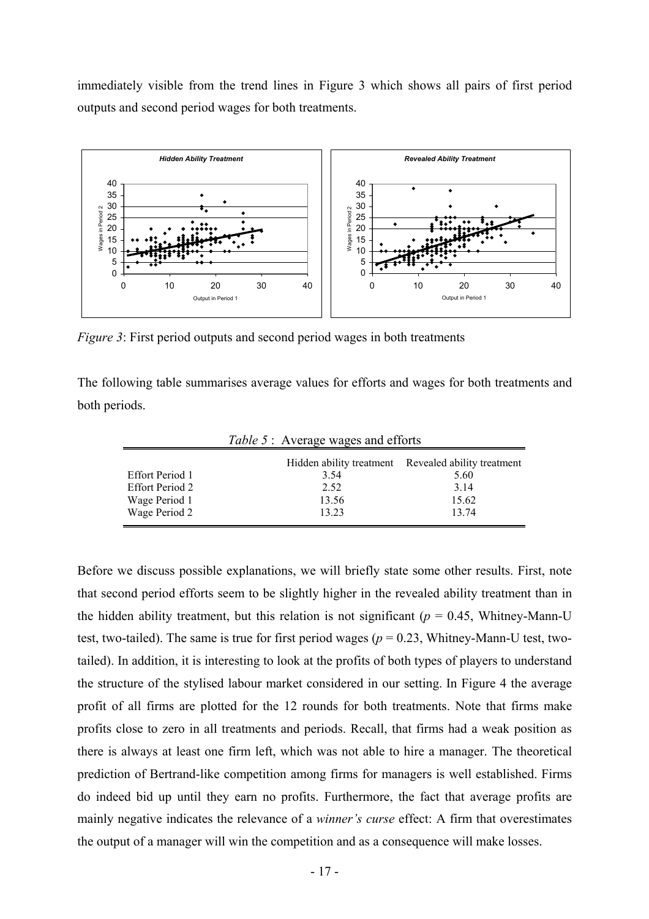immediately visible from the trend lines in Figure 3 which shows all pairs of first period outputs and second period wages for both treatments.

*Figure 3*: First period outputs and second period wages in both treatments

The following table summarises average values for efforts and wages for both treatments and both periods.

*Table 5* : Average wages and efforts

| | Hidden ability treatment | Revealed ability treatment |
|---|---|---|
| Effort Period 1 | 3.54 | 5.60 |
| Effort Period 2 | 2.52 | 3.14 |
| Wage Period 1 | 13.56 | 15.62 |
| Wage Period 2 | 13.23 | 13.74 |

Before we discuss possible explanations, we will briefly state some other results. First, note that second period efforts seem to be slightly higher in the revealed ability treatment than in the hidden ability treatment, but this relation is not significant ($p$ = 0.45, Whitney-Mann-U test, two-tailed). The same is true for first period wages ($p$ = 0.23, Whitney-Mann-U test, two-tailed). In addition, it is interesting to look at the profits of both types of players to understand the structure of the stylised labour market considered in our setting. In Figure 4 the average profit of all firms are plotted for the 12 rounds for both treatments. Note that firms make profits close to zero in all treatments and periods. Recall, that firms had a weak position as there is always at least one firm left, which was not able to hire a manager. The theoretical prediction of Bertrand-like competition among firms for managers is well established. Firms do indeed bid up until they earn no profits. Furthermore, the fact that average profits are mainly negative indicates the relevance of a *winner's curse* effect: A firm that overestimates the output of a manager will win the competition and as a consequence will make losses.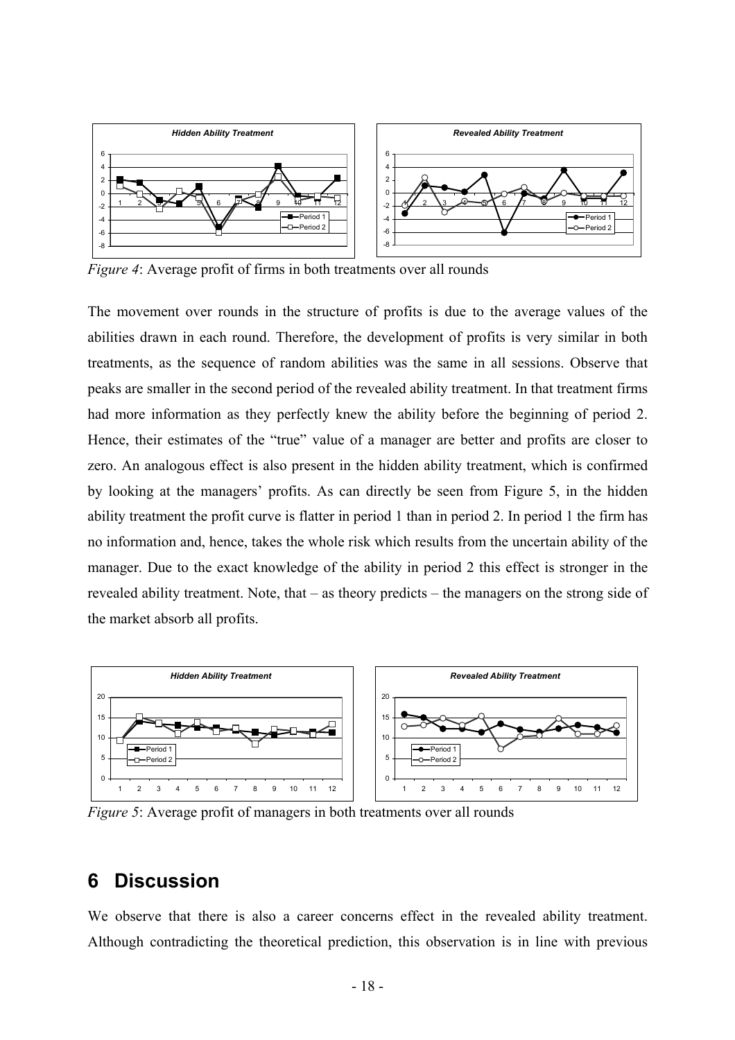*Figure 4*: Average profit of firms in both treatments over all rounds

The movement over rounds in the structure of profits is due to the average values of the abilities drawn in each round. Therefore, the development of profits is very similar in both treatments, as the sequence of random abilities was the same in all sessions. Observe that peaks are smaller in the second period of the revealed ability treatment. In that treatment firms had more information as they perfectly knew the ability before the beginning of period 2. Hence, their estimates of the "true" value of a manager are better and profits are closer to zero. An analogous effect is also present in the hidden ability treatment, which is confirmed by looking at the managers' profits. As can directly be seen from Figure 5, in the hidden ability treatment the profit curve is flatter in period 1 than in period 2. In period 1 the firm has no information and, hence, takes the whole risk which results from the uncertain ability of the manager. Due to the exact knowledge of the ability in period 2 this effect is stronger in the revealed ability treatment. Note, that – as theory predicts – the managers on the strong side of the market absorb all profits.

*Figure 5*: Average profit of managers in both treatments over all rounds

# 6 Discussion

We observe that there is also a career concerns effect in the revealed ability treatment. Although contradicting the theoretical prediction, this observation is in line with previous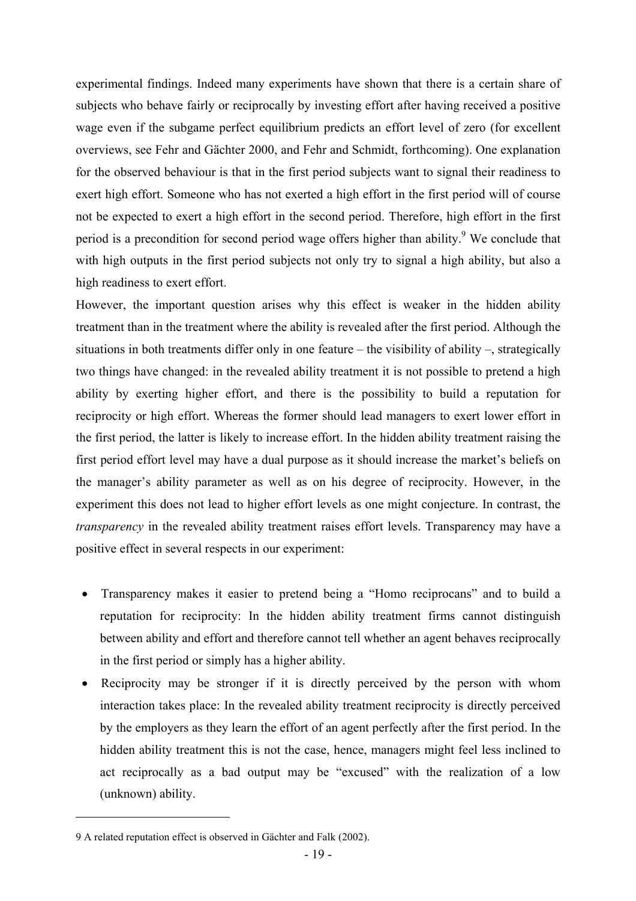experimental findings. Indeed many experiments have shown that there is a certain share of subjects who behave fairly or reciprocally by investing effort after having received a positive wage even if the subgame perfect equilibrium predicts an effort level of zero (for excellent overviews, see Fehr and Gächter 2000, and Fehr and Schmidt, forthcoming). One explanation for the observed behaviour is that in the first period subjects want to signal their readiness to exert high effort. Someone who has not exerted a high effort in the first period will of course not be expected to exert a high effort in the second period. Therefore, high effort in the first period is a precondition for second period wage offers higher than ability.[9] We conclude that with high outputs in the first period subjects not only try to signal a high ability, but also a high readiness to exert effort.

However, the important question arises why this effect is weaker in the hidden ability treatment than in the treatment where the ability is revealed after the first period. Although the situations in both treatments differ only in one feature – the visibility of ability –, strategically two things have changed: in the revealed ability treatment it is not possible to pretend a high ability by exerting higher effort, and there is the possibility to build a reputation for reciprocity or high effort. Whereas the former should lead managers to exert lower effort in the first period, the latter is likely to increase effort. In the hidden ability treatment raising the first period effort level may have a dual purpose as it should increase the market's beliefs on the manager's ability parameter as well as on his degree of reciprocity. However, in the experiment this does not lead to higher effort levels as one might conjecture. In contrast, the *transparency* in the revealed ability treatment raises effort levels. Transparency may have a positive effect in several respects in our experiment:

- Transparency makes it easier to pretend being a "Homo reciprocans" and to build a reputation for reciprocity: In the hidden ability treatment firms cannot distinguish between ability and effort and therefore cannot tell whether an agent behaves reciprocally in the first period or simply has a higher ability.
- Reciprocity may be stronger if it is directly perceived by the person with whom interaction takes place: In the revealed ability treatment reciprocity is directly perceived by the employers as they learn the effort of an agent perfectly after the first period. In the hidden ability treatment this is not the case, hence, managers might feel less inclined to act reciprocally as a bad output may be "excused" with the realization of a low (unknown) ability.

9 A related reputation effect is observed in Gächter and Falk (2002).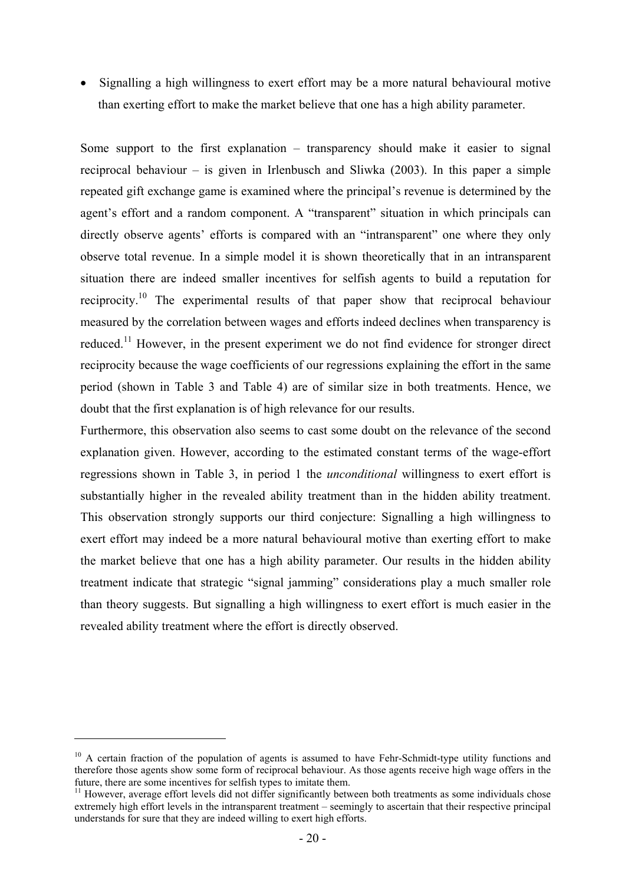- Signalling a high willingness to exert effort may be a more natural behavioural motive than exerting effort to make the market believe that one has a high ability parameter.

Some support to the first explanation – transparency should make it easier to signal reciprocal behaviour – is given in Irlenbusch and Sliwka (2003). In this paper a simple repeated gift exchange game is examined where the principal's revenue is determined by the agent's effort and a random component. A "transparent" situation in which principals can directly observe agents' efforts is compared with an "intransparent" one where they only observe total revenue. In a simple model it is shown theoretically that in an intransparent situation there are indeed smaller incentives for selfish agents to build a reputation for reciprocity.[10] The experimental results of that paper show that reciprocal behaviour measured by the correlation between wages and efforts indeed declines when transparency is reduced.[11] However, in the present experiment we do not find evidence for stronger direct reciprocity because the wage coefficients of our regressions explaining the effort in the same period (shown in Table 3 and Table 4) are of similar size in both treatments. Hence, we doubt that the first explanation is of high relevance for our results.

Furthermore, this observation also seems to cast some doubt on the relevance of the second explanation given. However, according to the estimated constant terms of the wage-effort regressions shown in Table 3, in period 1 the *unconditional* willingness to exert effort is substantially higher in the revealed ability treatment than in the hidden ability treatment. This observation strongly supports our third conjecture: Signalling a high willingness to exert effort may indeed be a more natural behavioural motive than exerting effort to make the market believe that one has a high ability parameter. Our results in the hidden ability treatment indicate that strategic "signal jamming" considerations play a much smaller role than theory suggests. But signalling a high willingness to exert effort is much easier in the revealed ability treatment where the effort is directly observed.

---

[10] A certain fraction of the population of agents is assumed to have Fehr-Schmidt-type utility functions and therefore those agents show some form of reciprocal behaviour. As those agents receive high wage offers in the future, there are some incentives for selfish types to imitate them.

[11] However, average effort levels did not differ significantly between both treatments as some individuals chose extremely high effort levels in the intransparent treatment – seemingly to ascertain that their respective principal understands for sure that they are indeed willing to exert high efforts.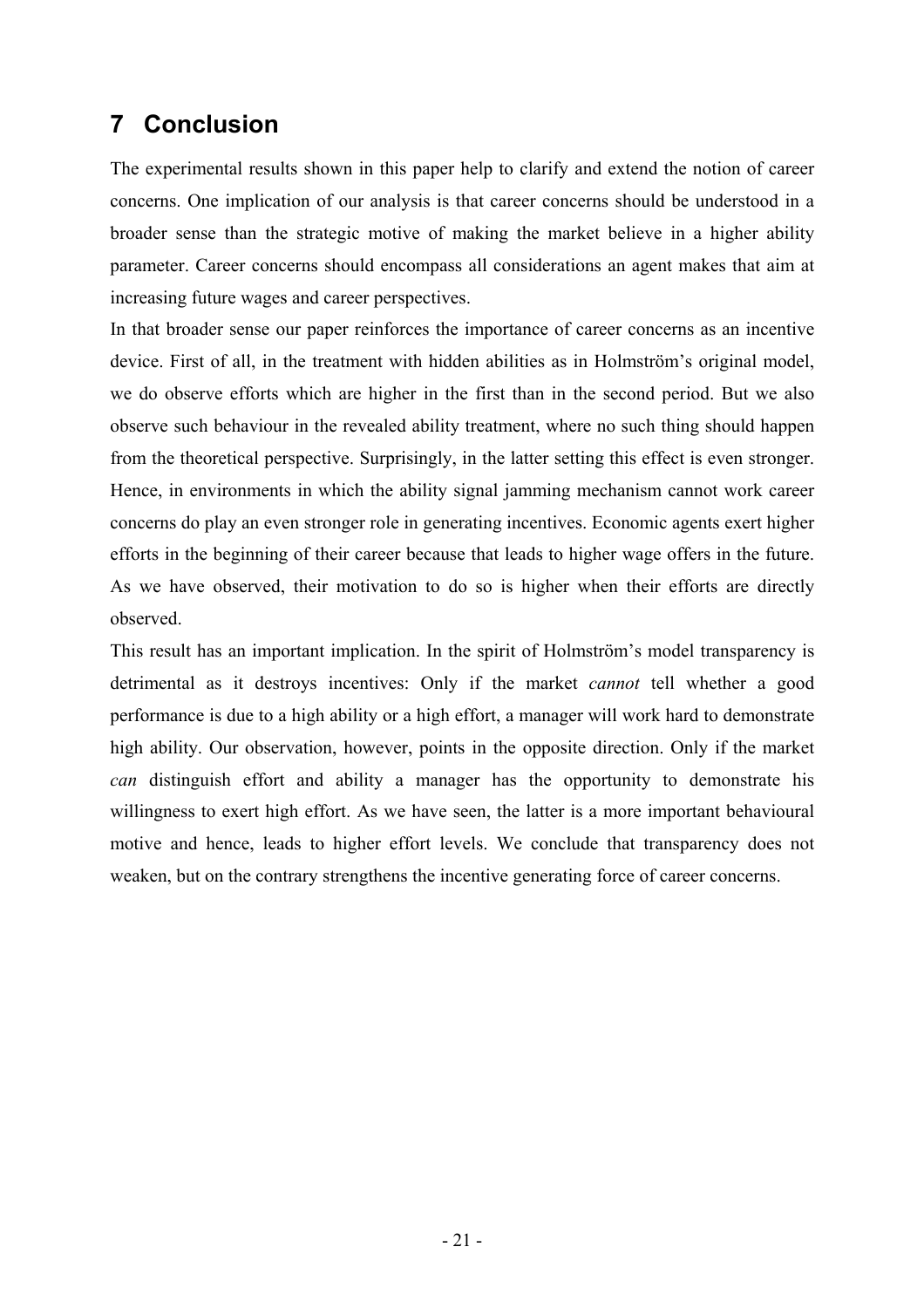# 7 Conclusion

The experimental results shown in this paper help to clarify and extend the notion of career concerns. One implication of our analysis is that career concerns should be understood in a broader sense than the strategic motive of making the market believe in a higher ability parameter. Career concerns should encompass all considerations an agent makes that aim at increasing future wages and career perspectives.

In that broader sense our paper reinforces the importance of career concerns as an incentive device. First of all, in the treatment with hidden abilities as in Holmström's original model, we do observe efforts which are higher in the first than in the second period. But we also observe such behaviour in the revealed ability treatment, where no such thing should happen from the theoretical perspective. Surprisingly, in the latter setting this effect is even stronger. Hence, in environments in which the ability signal jamming mechanism cannot work career concerns do play an even stronger role in generating incentives. Economic agents exert higher efforts in the beginning of their career because that leads to higher wage offers in the future. As we have observed, their motivation to do so is higher when their efforts are directly observed.

This result has an important implication. In the spirit of Holmström's model transparency is detrimental as it destroys incentives: Only if the market *cannot* tell whether a good performance is due to a high ability or a high effort, a manager will work hard to demonstrate high ability. Our observation, however, points in the opposite direction. Only if the market *can* distinguish effort and ability a manager has the opportunity to demonstrate his willingness to exert high effort. As we have seen, the latter is a more important behavioural motive and hence, leads to higher effort levels. We conclude that transparency does not weaken, but on the contrary strengthens the incentive generating force of career concerns.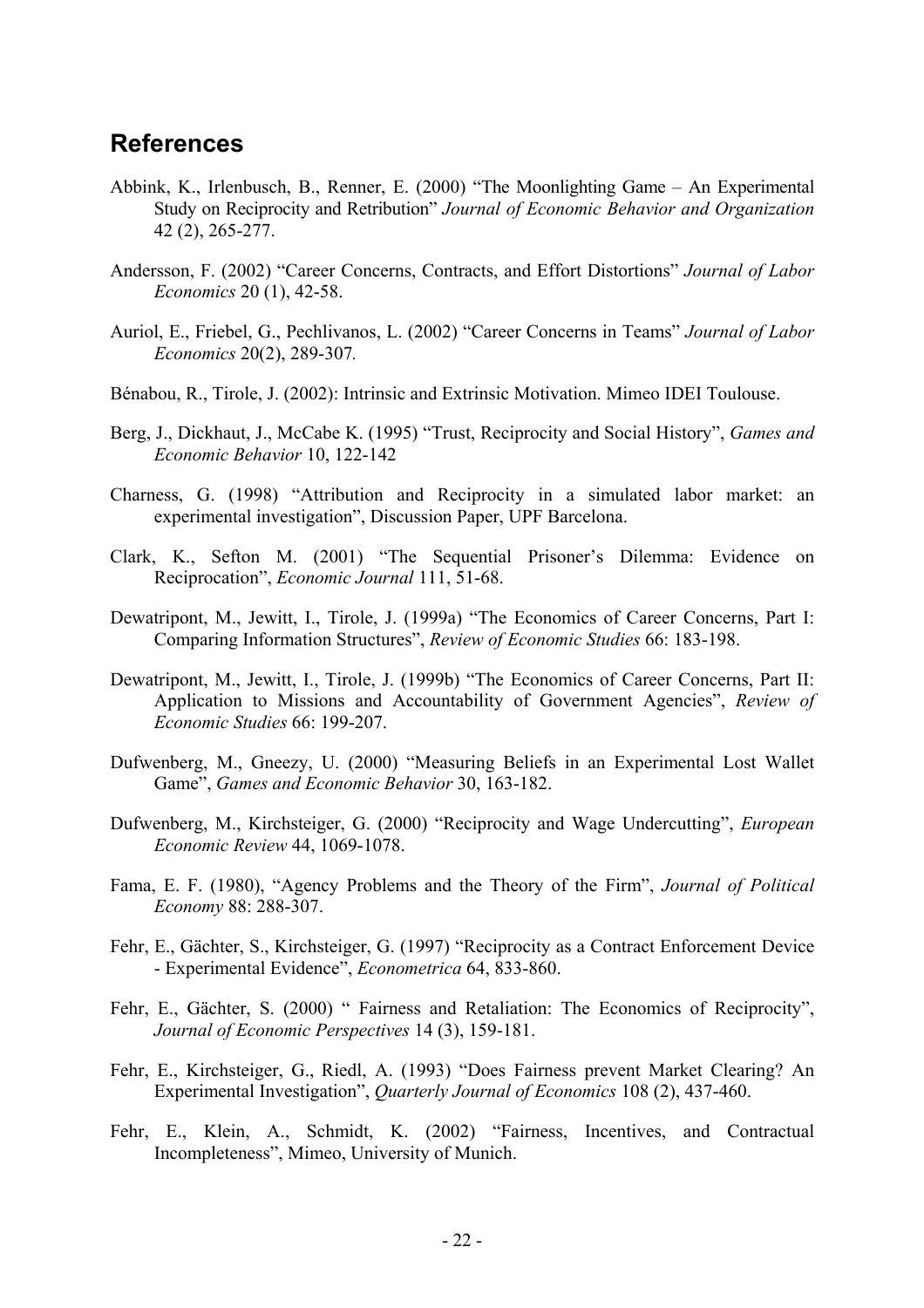## References

Abbink, K., Irlenbusch, B., Renner, E. (2000) "The Moonlighting Game – An Experimental Study on Reciprocity and Retribution" *Journal of Economic Behavior and Organization* 42 (2), 265-277.

Andersson, F. (2002) "Career Concerns, Contracts, and Effort Distortions" *Journal of Labor Economics* 20 (1), 42-58.

Auriol, E., Friebel, G., Pechlivanos, L. (2002) "Career Concerns in Teams" *Journal of Labor Economics* 20(2), 289-307*.*

Bénabou, R., Tirole, J. (2002): Intrinsic and Extrinsic Motivation. Mimeo IDEI Toulouse.

Berg, J., Dickhaut, J., McCabe K. (1995) "Trust, Reciprocity and Social History", *Games and Economic Behavior* 10, 122-142

Charness, G. (1998) "Attribution and Reciprocity in a simulated labor market: an experimental investigation", Discussion Paper, UPF Barcelona.

Clark, K., Sefton M. (2001) "The Sequential Prisoner's Dilemma: Evidence on Reciprocation", *Economic Journal* 111, 51-68.

Dewatripont, M., Jewitt, I., Tirole, J. (1999a) "The Economics of Career Concerns, Part I: Comparing Information Structures", *Review of Economic Studies* 66: 183-198.

Dewatripont, M., Jewitt, I., Tirole, J. (1999b) "The Economics of Career Concerns, Part II: Application to Missions and Accountability of Government Agencies", *Review of Economic Studies* 66: 199-207.

Dufwenberg, M., Gneezy, U. (2000) "Measuring Beliefs in an Experimental Lost Wallet Game", *Games and Economic Behavior* 30, 163-182.

Dufwenberg, M., Kirchsteiger, G. (2000) "Reciprocity and Wage Undercutting", *European Economic Review* 44, 1069-1078.

Fama, E. F. (1980), "Agency Problems and the Theory of the Firm", *Journal of Political Economy* 88: 288-307.

Fehr, E., Gächter, S., Kirchsteiger, G. (1997) "Reciprocity as a Contract Enforcement Device - Experimental Evidence", *Econometrica* 64, 833-860.

Fehr, E., Gächter, S. (2000) " Fairness and Retaliation: The Economics of Reciprocity", *Journal of Economic Perspectives* 14 (3), 159-181.

Fehr, E., Kirchsteiger, G., Riedl, A. (1993) "Does Fairness prevent Market Clearing? An Experimental Investigation", *Quarterly Journal of Economics* 108 (2), 437-460.

Fehr, E., Klein, A., Schmidt, K. (2002) "Fairness, Incentives, and Contractual Incompleteness", Mimeo, University of Munich.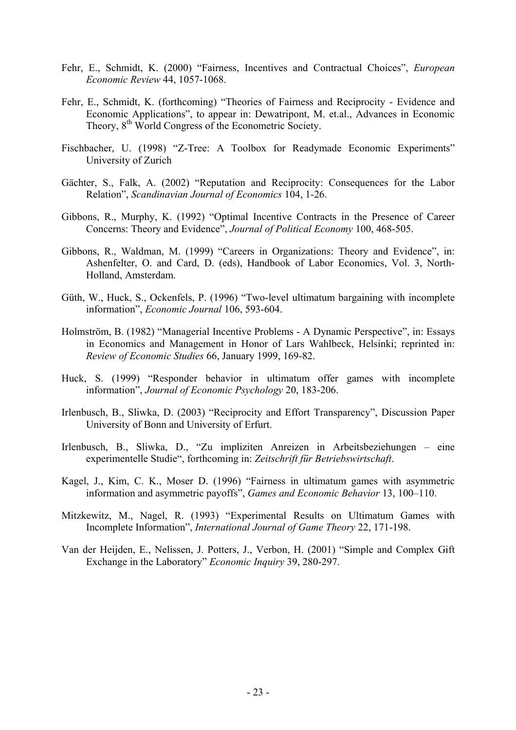Fehr, E., Schmidt, K. (2000) "Fairness, Incentives and Contractual Choices", *European Economic Review* 44, 1057-1068.

Fehr, E., Schmidt, K. (forthcoming) "Theories of Fairness and Reciprocity - Evidence and Economic Applications", to appear in: Dewatripont, M. et.al., Advances in Economic Theory, 8th World Congress of the Econometric Society.

Fischbacher, U. (1998) "Z-Tree: A Toolbox for Readymade Economic Experiments" University of Zurich

Gächter, S., Falk, A. (2002) "Reputation and Reciprocity: Consequences for the Labor Relation", *Scandinavian Journal of Economics* 104, 1-26.

Gibbons, R., Murphy, K. (1992) "Optimal Incentive Contracts in the Presence of Career Concerns: Theory and Evidence", *Journal of Political Economy* 100, 468-505.

Gibbons, R., Waldman, M. (1999) "Careers in Organizations: Theory and Evidence", in: Ashenfelter, O. and Card, D. (eds), Handbook of Labor Economics, Vol. 3, North-Holland, Amsterdam.

Güth, W., Huck, S., Ockenfels, P. (1996) "Two-level ultimatum bargaining with incomplete information", *Economic Journal* 106, 593-604.

Holmström, B. (1982) "Managerial Incentive Problems - A Dynamic Perspective", in: Essays in Economics and Management in Honor of Lars Wahlbeck, Helsinki; reprinted in: *Review of Economic Studies* 66, January 1999, 169-82.

Huck, S. (1999) "Responder behavior in ultimatum offer games with incomplete information", *Journal of Economic Psychology* 20, 183-206.

Irlenbusch, B., Sliwka, D. (2003) "Reciprocity and Effort Transparency", Discussion Paper University of Bonn and University of Erfurt.

Irlenbusch, B., Sliwka, D., "Zu impliziten Anreizen in Arbeitsbeziehungen – eine experimentelle Studie", forthcoming in: *Zeitschrift für Betriebswirtschaft*.

Kagel, J., Kim, C. K., Moser D. (1996) "Fairness in ultimatum games with asymmetric information and asymmetric payoffs", *Games and Economic Behavior* 13, 100–110.

Mitzkewitz, M., Nagel, R. (1993) "Experimental Results on Ultimatum Games with Incomplete Information", *International Journal of Game Theory* 22, 171-198.

Van der Heijden, E., Nelissen, J. Potters, J., Verbon, H. (2001) "Simple and Complex Gift Exchange in the Laboratory" *Economic Inquiry* 39, 280-297.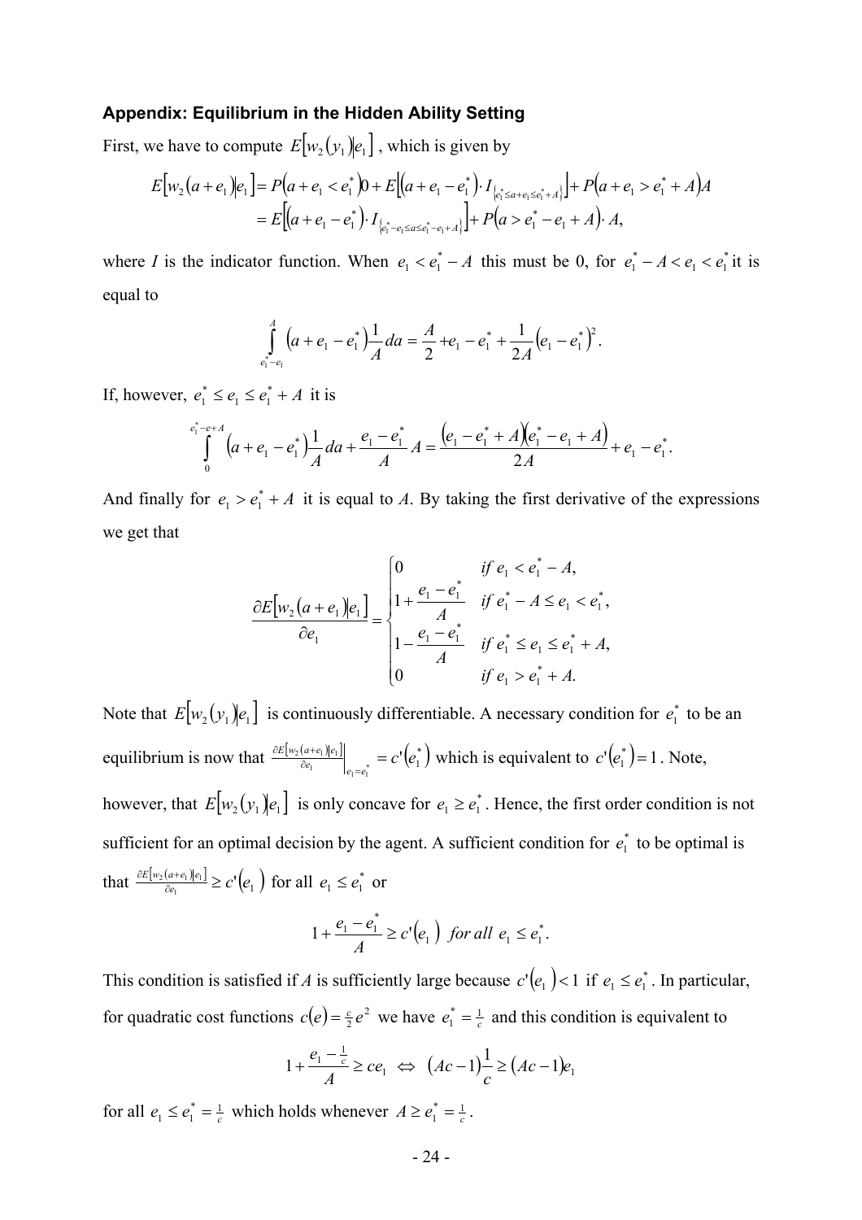### Appendix: Equilibrium in the Hidden Ability Setting

First, we have to compute $E[w_2(y_1)|e_1]$, which is given by

$$
\begin{aligned}
E[w_2(a+e_1)|e_1] &= P(a+e_1 < e_1^*)0 + E\left[(a+e_1-e_1^*)\cdot I_{\{e_1^* \le a+e_1 \le e_1^*+A\}}\right] + P(a+e_1 > e_1^*+A)A \\
&= E\left[(a+e_1-e_1^*)\cdot I_{\{e_1^*-e_1 \le a \le e_1^*-e_1+A\}}\right] + P(a > e_1^*-e_1+A)\cdot A,
\end{aligned}
$$

where $I$ is the indicator function. When $e_1 < e_1^* - A$ this must be 0, for $e_1^* - A < e_1 < e_1^*$ it is equal to

$$
\int_{e_1^*-e_1}^{A} (a+e_1-e_1^*)\frac{1}{A}da = \frac{A}{2} + e_1 - e_1^* + \frac{1}{2A}(e_1-e_1^*)^2.
$$

If, however, $e_1^* \le e_1 \le e_1^* + A$ it is

$$
\int_{0}^{e_1^*-e+A} (a+e_1-e_1^*)\frac{1}{A}da + \frac{e_1-e_1^*}{A}A = \frac{(e_1-e_1^*+A)(e_1^*-e_1+A)}{2A} + e_1 - e_1^*.
$$

And finally for $e_1 > e_1^* + A$ it is equal to $A$. By taking the first derivative of the expressions we get that

$$
\frac{\partial E[w_2(a+e_1)|e_1]}{\partial e_1} =
\begin{cases}
0 & \text{if } e_1 < e_1^* - A, \\
1 + \dfrac{e_1 - e_1^*}{A} & \text{if } e_1^* - A \le e_1 < e_1^*, \\
1 - \dfrac{e_1 - e_1^*}{A} & \text{if } e_1^* \le e_1 \le e_1^* + A, \\
0 & \text{if } e_1 > e_1^* + A.
\end{cases}
$$

Note that $E[w_2(y_1)|e_1]$ is continuously differentiable. A necessary condition for $e_1^*$ to be an equilibrium is now that $\left.\frac{\partial E[w_2(a+e_1)|e_1]}{\partial e_1}\right|_{e_1=e_1^*} = c'(e_1^*)$ which is equivalent to $c'(e_1^*) = 1$. Note, however, that $E[w_2(y_1)|e_1]$ is only concave for $e_1 \ge e_1^*$. Hence, the first order condition is not sufficient for an optimal decision by the agent. A sufficient condition for $e_1^*$ to be optimal is that $\frac{\partial E[w_2(a+e_1)|e_1]}{\partial e_1} \ge c'(e_1)$ for all $e_1 \le e_1^*$ or

$$
1 + \frac{e_1 - e_1^*}{A} \ge c'(e_1) \;\; \text{for all } e_1 \le e_1^*.
$$

This condition is satisfied if $A$ is sufficiently large because $c'(e_1) < 1$ if $e_1 \le e_1^*$. In particular, for quadratic cost functions $c(e) = \frac{c}{2}e^2$ we have $e_1^* = \frac{1}{c}$ and this condition is equivalent to

$$
1 + \frac{e_1 - \frac{1}{c}}{A} \ge ce_1 \;\Leftrightarrow\; (Ac-1)\frac{1}{c} \ge (Ac-1)e_1
$$

for all $e_1 \le e_1^* = \frac{1}{c}$ which holds whenever $A \ge e_1^* = \frac{1}{c}$.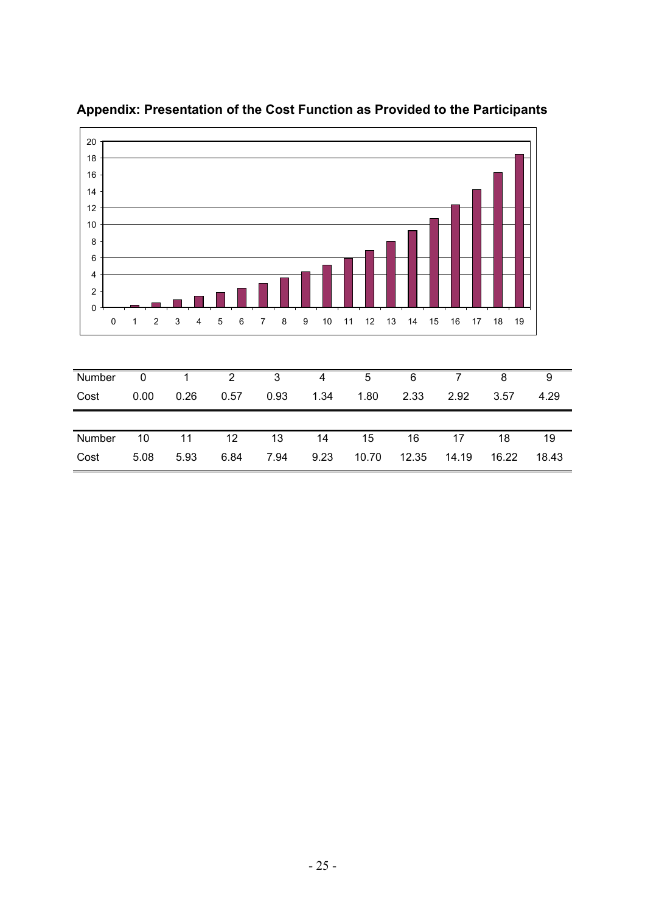## Appendix: Presentation of the Cost Function as Provided to the Participants

| Number | 0 | 1 | 2 | 3 | 4 | 5 | 6 | 7 | 8 | 9 |
|---|---|---|---|---|---|---|---|---|---|---|
| Cost | 0.00 | 0.26 | 0.57 | 0.93 | 1.34 | 1.80 | 2.33 | 2.92 | 3.57 | 4.29 |

| Number | 10 | 11 | 12 | 13 | 14 | 15 | 16 | 17 | 18 | 19 |
|---|---|---|---|---|---|---|---|---|---|---|
| Cost | 5.08 | 5.93 | 6.84 | 7.94 | 9.23 | 10.70 | 12.35 | 14.19 | 16.22 | 18.43 |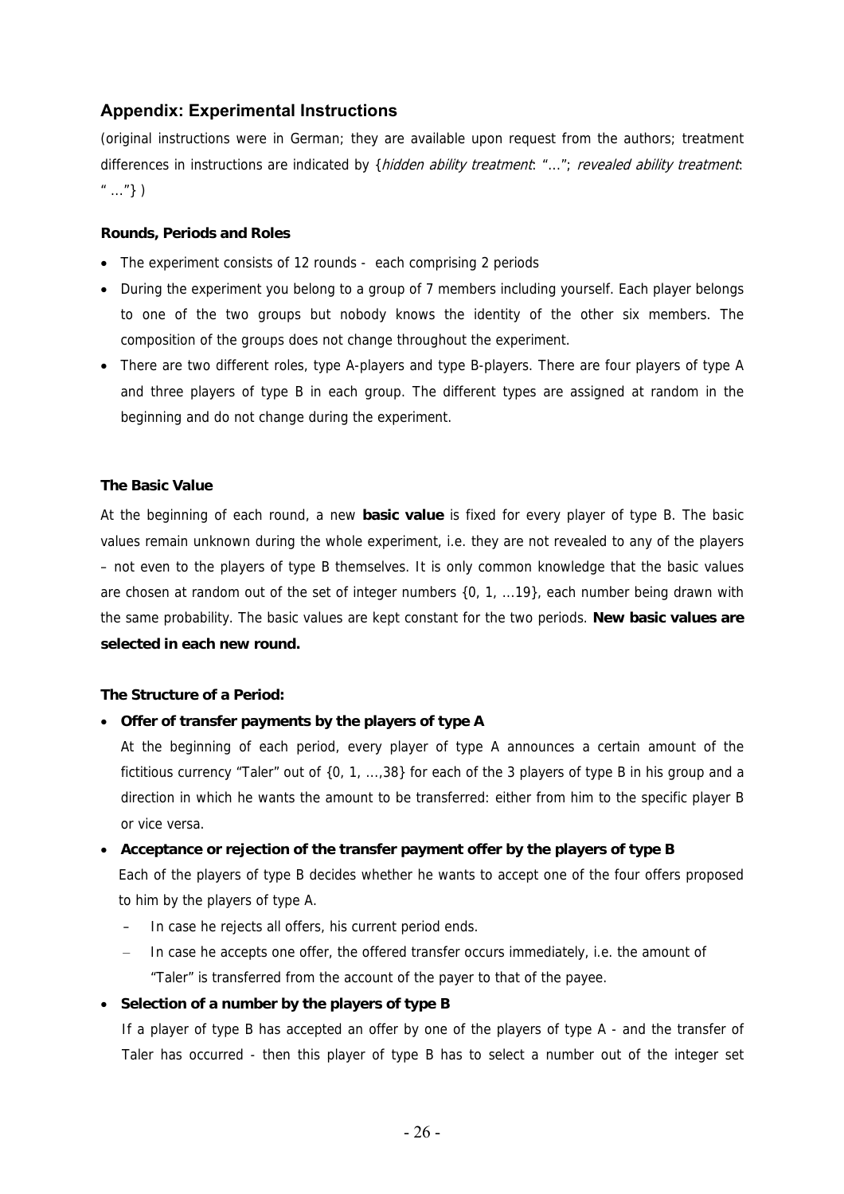## Appendix: Experimental Instructions

(original instructions were in German; they are available upon request from the authors; treatment differences in instructions are indicated by {*hidden ability treatment*: "..."; *revealed ability treatment*: " ..."} )

**Rounds, Periods and Roles**

- The experiment consists of 12 rounds - each comprising 2 periods
- During the experiment you belong to a group of 7 members including yourself. Each player belongs to one of the two groups but nobody knows the identity of the other six members. The composition of the groups does not change throughout the experiment.
- There are two different roles, type A-players and type B-players. There are four players of type A and three players of type B in each group. The different types are assigned at random in the beginning and do not change during the experiment.

**The Basic Value**

At the beginning of each round, a new **basic value** is fixed for every player of type B. The basic values remain unknown during the whole experiment, i.e. they are not revealed to any of the players – not even to the players of type B themselves. It is only common knowledge that the basic values are chosen at random out of the set of integer numbers {0, 1, ...19}, each number being drawn with the same probability. The basic values are kept constant for the two periods. **New basic values are selected in each new round.**

**The Structure of a Period:**

- **Offer of transfer payments by the players of type A**

  At the beginning of each period, every player of type A announces a certain amount of the fictitious currency "Taler" out of {0, 1, ...,38} for each of the 3 players of type B in his group and a direction in which he wants the amount to be transferred: either from him to the specific player B or vice versa.

- **Acceptance or rejection of the transfer payment offer by the players of type B**

  Each of the players of type B decides whether he wants to accept one of the four offers proposed to him by the players of type A.

  - In case he rejects all offers, his current period ends.
  - In case he accepts one offer, the offered transfer occurs immediately, i.e. the amount of "Taler" is transferred from the account of the payer to that of the payee.

- **Selection of a number by the players of type B**

  If a player of type B has accepted an offer by one of the players of type A - and the transfer of Taler has occurred - then this player of type B has to select a number out of the integer set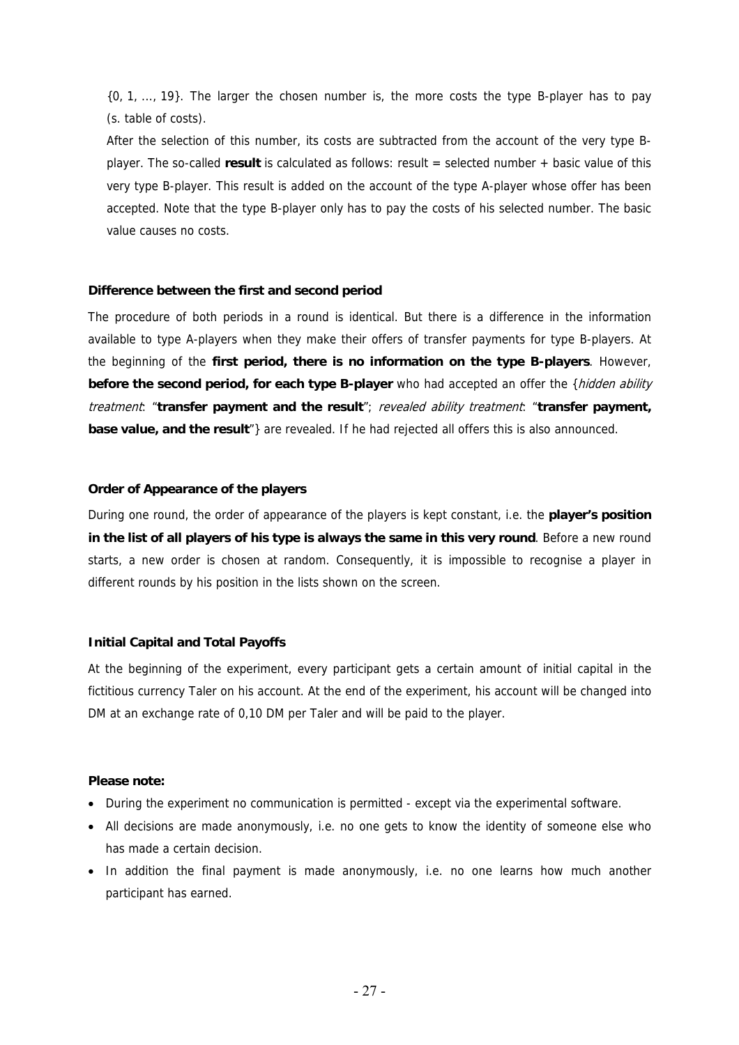{0, 1, ..., 19}. The larger the chosen number is, the more costs the type B-player has to pay (s. table of costs).

After the selection of this number, its costs are subtracted from the account of the very type B-player. The so-called **result** is calculated as follows: result = selected number + basic value of this very type B-player. This result is added on the account of the type A-player whose offer has been accepted. Note that the type B-player only has to pay the costs of his selected number. The basic value causes no costs.

**Difference between the first and second period**

The procedure of both periods in a round is identical. But there is a difference in the information available to type A-players when they make their offers of transfer payments for type B-players. At the beginning of the **first period, there is no information on the type B-players**. However, **before the second period, for each type B-player** who had accepted an offer the {*hidden ability treatment*: "**transfer payment and the result**"; *revealed ability treatment*: "**transfer payment, base value, and the result**"} are revealed. If he had rejected all offers this is also announced.

**Order of Appearance of the players**

During one round, the order of appearance of the players is kept constant, i.e. the **player's position in the list of all players of his type is always the same in this very round**. Before a new round starts, a new order is chosen at random. Consequently, it is impossible to recognise a player in different rounds by his position in the lists shown on the screen.

**Initial Capital and Total Payoffs**

At the beginning of the experiment, every participant gets a certain amount of initial capital in the fictitious currency Taler on his account. At the end of the experiment, his account will be changed into DM at an exchange rate of 0,10 DM per Taler and will be paid to the player.

**Please note:**

- During the experiment no communication is permitted - except via the experimental software.
- All decisions are made anonymously, i.e. no one gets to know the identity of someone else who has made a certain decision.
- In addition the final payment is made anonymously, i.e. no one learns how much another participant has earned.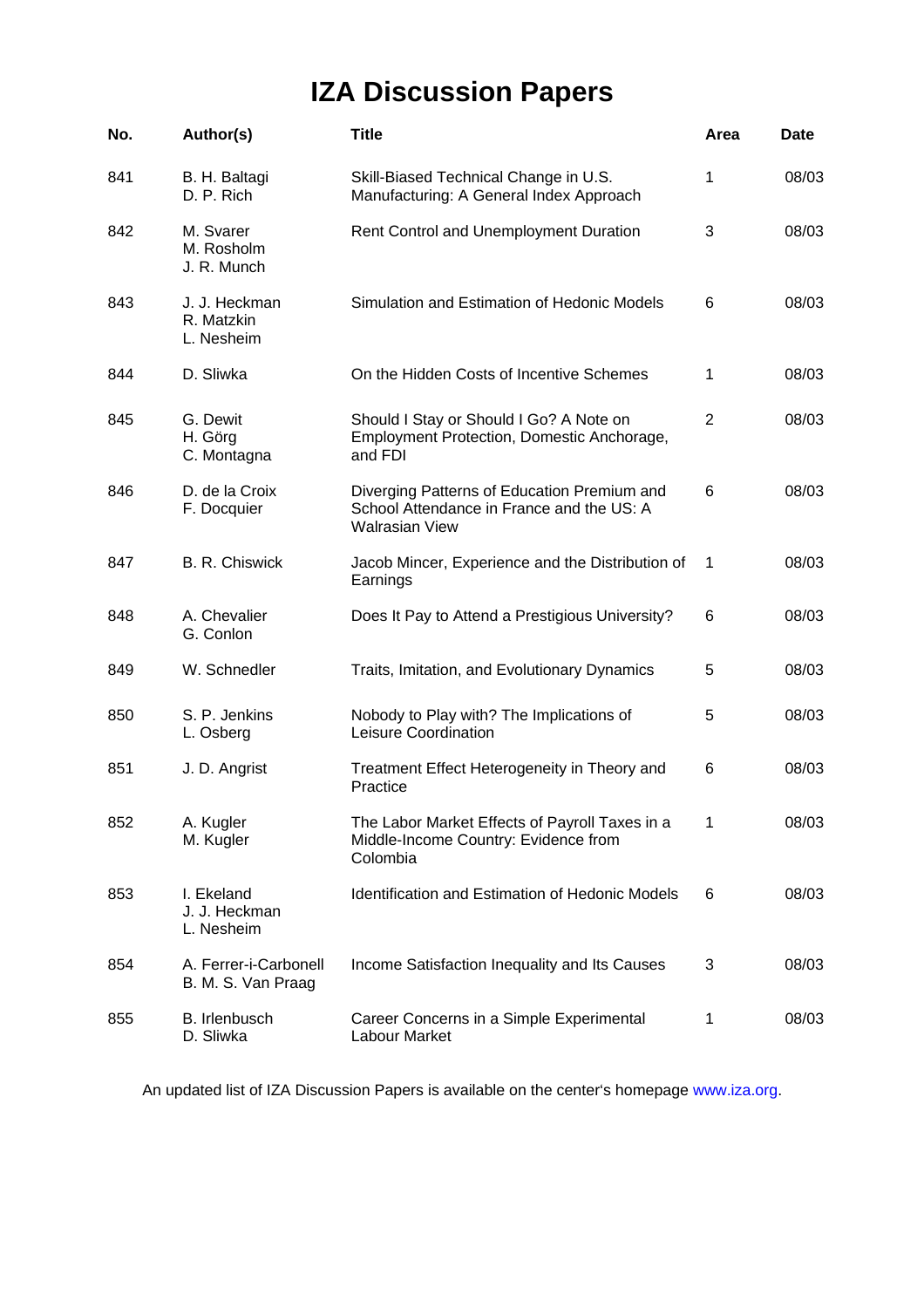# IZA Discussion Papers

| No. | Author(s) | Title | Area | Date |
|---|---|---|---|---|
| 841 | B. H. Baltagi<br>D. P. Rich | Skill-Biased Technical Change in U.S. Manufacturing: A General Index Approach | 1 | 08/03 |
| 842 | M. Svarer<br>M. Rosholm<br>J. R. Munch | Rent Control and Unemployment Duration | 3 | 08/03 |
| 843 | J. J. Heckman<br>R. Matzkin<br>L. Nesheim | Simulation and Estimation of Hedonic Models | 6 | 08/03 |
| 844 | D. Sliwka | On the Hidden Costs of Incentive Schemes | 1 | 08/03 |
| 845 | G. Dewit<br>H. Görg<br>C. Montagna | Should I Stay or Should I Go? A Note on Employment Protection, Domestic Anchorage, and FDI | 2 | 08/03 |
| 846 | D. de la Croix<br>F. Docquier | Diverging Patterns of Education Premium and School Attendance in France and the US: A Walrasian View | 6 | 08/03 |
| 847 | B. R. Chiswick | Jacob Mincer, Experience and the Distribution of Earnings | 1 | 08/03 |
| 848 | A. Chevalier<br>G. Conlon | Does It Pay to Attend a Prestigious University? | 6 | 08/03 |
| 849 | W. Schnedler | Traits, Imitation, and Evolutionary Dynamics | 5 | 08/03 |
| 850 | S. P. Jenkins<br>L. Osberg | Nobody to Play with? The Implications of Leisure Coordination | 5 | 08/03 |
| 851 | J. D. Angrist | Treatment Effect Heterogeneity in Theory and Practice | 6 | 08/03 |
| 852 | A. Kugler<br>M. Kugler | The Labor Market Effects of Payroll Taxes in a Middle-Income Country: Evidence from Colombia | 1 | 08/03 |
| 853 | I. Ekeland<br>J. J. Heckman<br>L. Nesheim | Identification and Estimation of Hedonic Models | 6 | 08/03 |
| 854 | A. Ferrer-i-Carbonell<br>B. M. S. Van Praag | Income Satisfaction Inequality and Its Causes | 3 | 08/03 |
| 855 | B. Irlenbusch<br>D. Sliwka | Career Concerns in a Simple Experimental Labour Market | 1 | 08/03 |

An updated list of IZA Discussion Papers is available on the center's homepage www.iza.org.